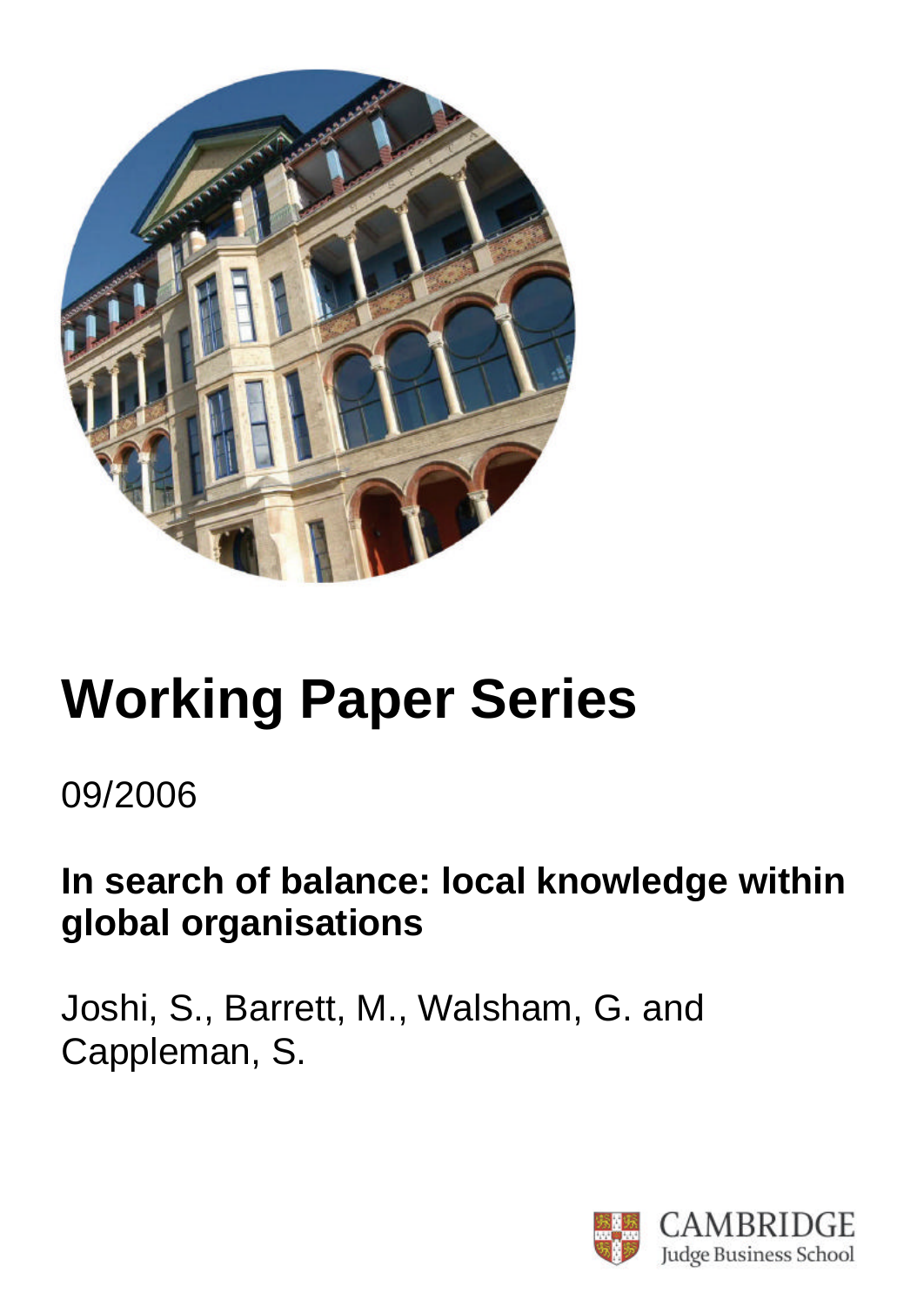# Working Paper Series

09/2006

## In search of balance: local knowledge within global organisations

Joshi, S., Barrett, M., Walsham, G. and Cappleman, S.

CAMBRIDGE
Judge Business School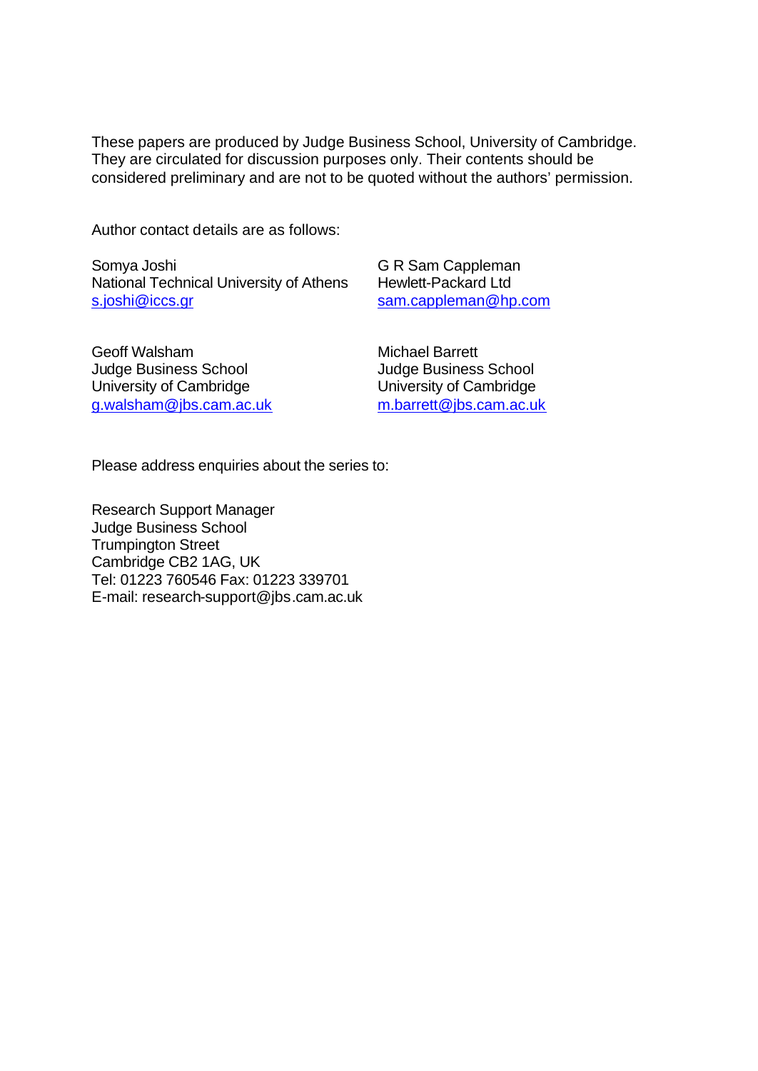These papers are produced by Judge Business School, University of Cambridge. They are circulated for discussion purposes only. Their contents should be considered preliminary and are not to be quoted without the authors' permission.

Author contact details are as follows:

Somya Joshi
National Technical University of Athens
s.joshi@iccs.gr

G R Sam Cappleman
Hewlett-Packard Ltd
sam.cappleman@hp.com

Geoff Walsham
Judge Business School
University of Cambridge
g.walsham@jbs.cam.ac.uk

Michael Barrett
Judge Business School
University of Cambridge
m.barrett@jbs.cam.ac.uk

Please address enquiries about the series to:

Research Support Manager
Judge Business School
Trumpington Street
Cambridge CB2 1AG, UK
Tel: 01223 760546 Fax: 01223 339701
E-mail: research-support@jbs.cam.ac.uk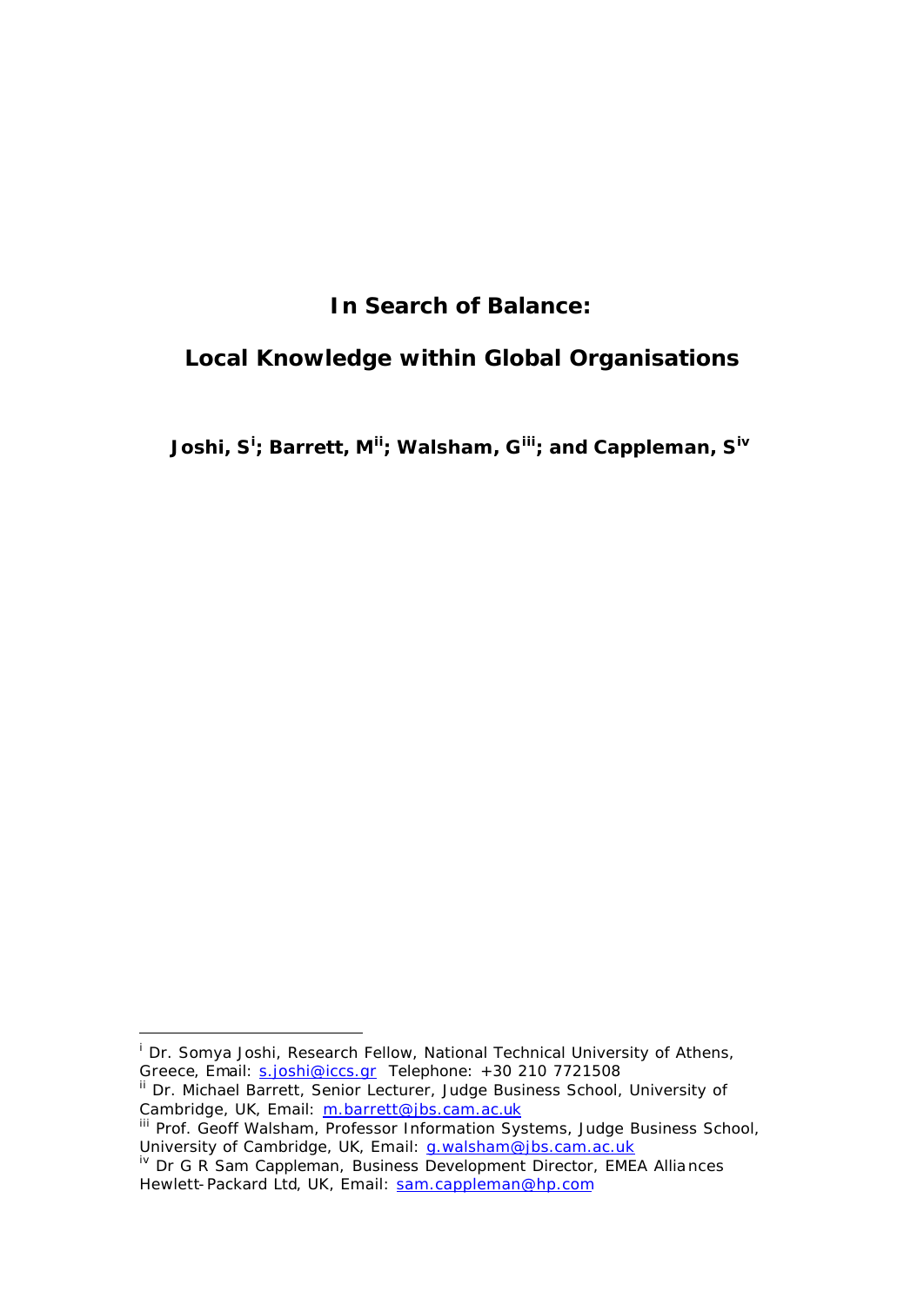# In Search of Balance:

# Local Knowledge within Global Organisations

**Joshi, S[i]; Barrett, M[ii]; Walsham, G[iii]; and Cappleman, S[iv]**

---

[i] Dr. Somya Joshi, Research Fellow, National Technical University of Athens, Greece, Email: s.joshi@iccs.gr Telephone: +30 210 7721508

[ii] Dr. Michael Barrett, Senior Lecturer, Judge Business School, University of Cambridge, UK, Email: m.barrett@jbs.cam.ac.uk

[iii] Prof. Geoff Walsham, Professor Information Systems, Judge Business School, University of Cambridge, UK, Email: g.walsham@jbs.cam.ac.uk

[iv] Dr G R Sam Cappleman, Business Development Director, EMEA Alliances Hewlett-Packard Ltd, UK, Email: sam.cappleman@hp.com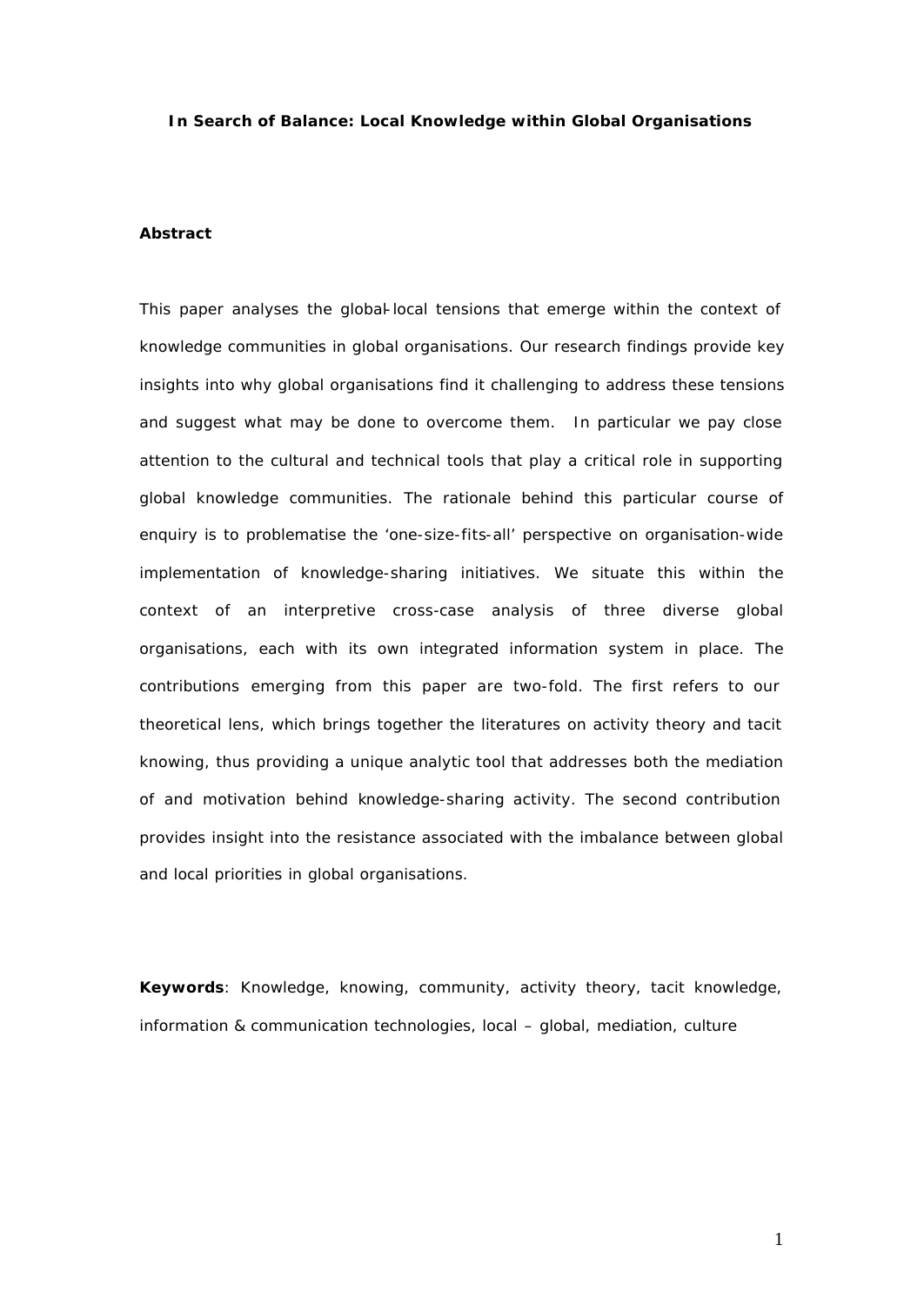**In Search of Balance: Local Knowledge within Global Organisations**

**Abstract**

This paper analyses the global-local tensions that emerge within the context of knowledge communities in global organisations. Our research findings provide key insights into why global organisations find it challenging to address these tensions and suggest what may be done to overcome them. In particular we pay close attention to the cultural and technical tools that play a critical role in supporting global knowledge communities. The rationale behind this particular course of enquiry is to problematise the 'one-size-fits-all' perspective on organisation-wide implementation of knowledge-sharing initiatives. We situate this within the context of an interpretive cross-case analysis of three diverse global organisations, each with its own integrated information system in place. The contributions emerging from this paper are two-fold. The first refers to our theoretical lens, which brings together the literatures on activity theory and tacit knowing, thus providing a unique analytic tool that addresses both the mediation of and motivation behind knowledge-sharing activity. The second contribution provides insight into the resistance associated with the imbalance between global and local priorities in global organisations.

**Keywords**: Knowledge, knowing, community, activity theory, tacit knowledge, information & communication technologies, local – global, mediation, culture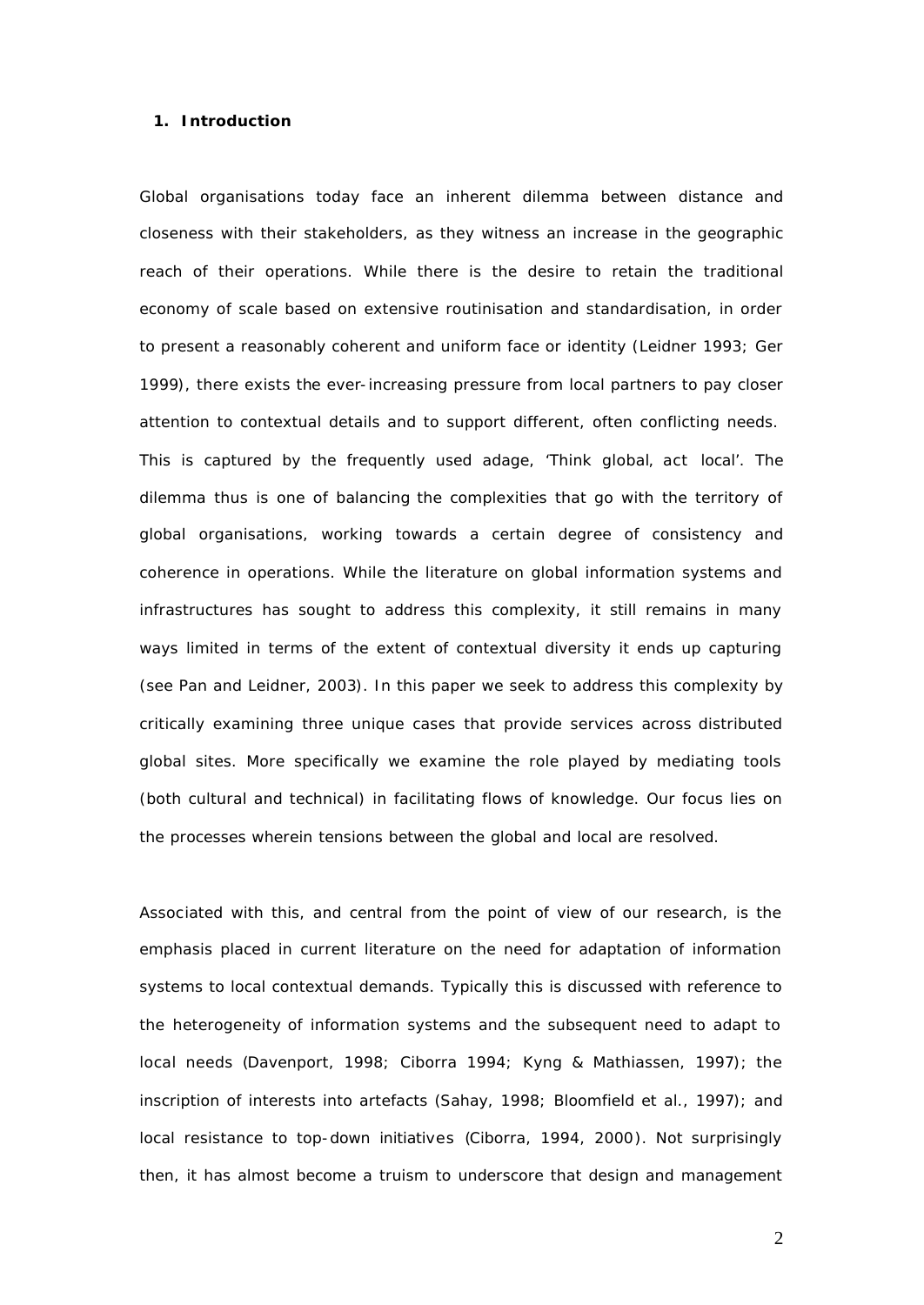## 1. Introduction

Global organisations today face an inherent dilemma between distance and closeness with their stakeholders, as they witness an increase in the geographic reach of their operations. While there is the desire to retain the traditional economy of scale based on extensive routinisation and standardisation, in order to present a reasonably coherent and uniform face or identity (Leidner 1993; Ger 1999), there exists the ever-increasing pressure from local partners to pay closer attention to contextual details and to support different, often conflicting needs. This is captured by the frequently used adage, 'Think global, act local'. The dilemma thus is one of balancing the complexities that go with the territory of global organisations, working towards a certain degree of consistency and coherence in operations. While the literature on global information systems and infrastructures has sought to address this complexity, it still remains in many ways limited in terms of the extent of contextual diversity it ends up capturing (see Pan and Leidner, 2003). In this paper we seek to address this complexity by critically examining three unique cases that provide services across distributed global sites. More specifically we examine the role played by mediating tools (both cultural and technical) in facilitating flows of knowledge. Our focus lies on the processes wherein tensions between the global and local are resolved.

Associated with this, and central from the point of view of our research, is the emphasis placed in current literature on the need for adaptation of information systems to local contextual demands. Typically this is discussed with reference to the heterogeneity of information systems and the subsequent need to adapt to local needs (Davenport, 1998; Ciborra 1994; Kyng & Mathiassen, 1997); the inscription of interests into artefacts (Sahay, 1998; Bloomfield et al., 1997); and local resistance to top-down initiatives (Ciborra, 1994, 2000). Not surprisingly then, it has almost become a truism to underscore that design and management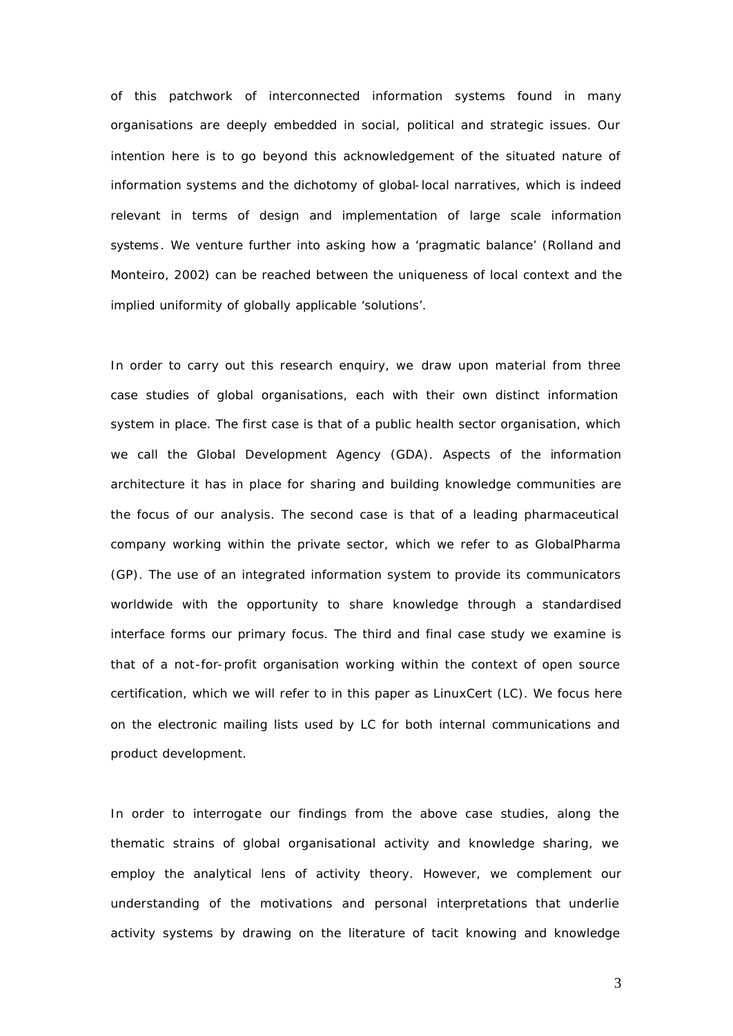of this patchwork of interconnected information systems found in many organisations are deeply embedded in social, political and strategic issues. Our intention here is to go beyond this acknowledgement of the situated nature of information systems and the dichotomy of global-local narratives, which is indeed relevant in terms of design and implementation of large scale information systems. We venture further into asking how a 'pragmatic balance' (Rolland and Monteiro, 2002) can be reached between the uniqueness of local context and the implied uniformity of globally applicable 'solutions'.

In order to carry out this research enquiry, we draw upon material from three case studies of global organisations, each with their own distinct information system in place. The first case is that of a public health sector organisation, which we call the Global Development Agency (GDA). Aspects of the information architecture it has in place for sharing and building knowledge communities are the focus of our analysis. The second case is that of a leading pharmaceutical company working within the private sector, which we refer to as GlobalPharma (GP). The use of an integrated information system to provide its communicators worldwide with the opportunity to share knowledge through a standardised interface forms our primary focus. The third and final case study we examine is that of a not-for-profit organisation working within the context of open source certification, which we will refer to in this paper as LinuxCert (LC). We focus here on the electronic mailing lists used by LC for both internal communications and product development.

In order to interrogate our findings from the above case studies, along the thematic strains of global organisational activity and knowledge sharing, we employ the analytical lens of activity theory. However, we complement our understanding of the motivations and personal interpretations that underlie activity systems by drawing on the literature of tacit knowing and knowledge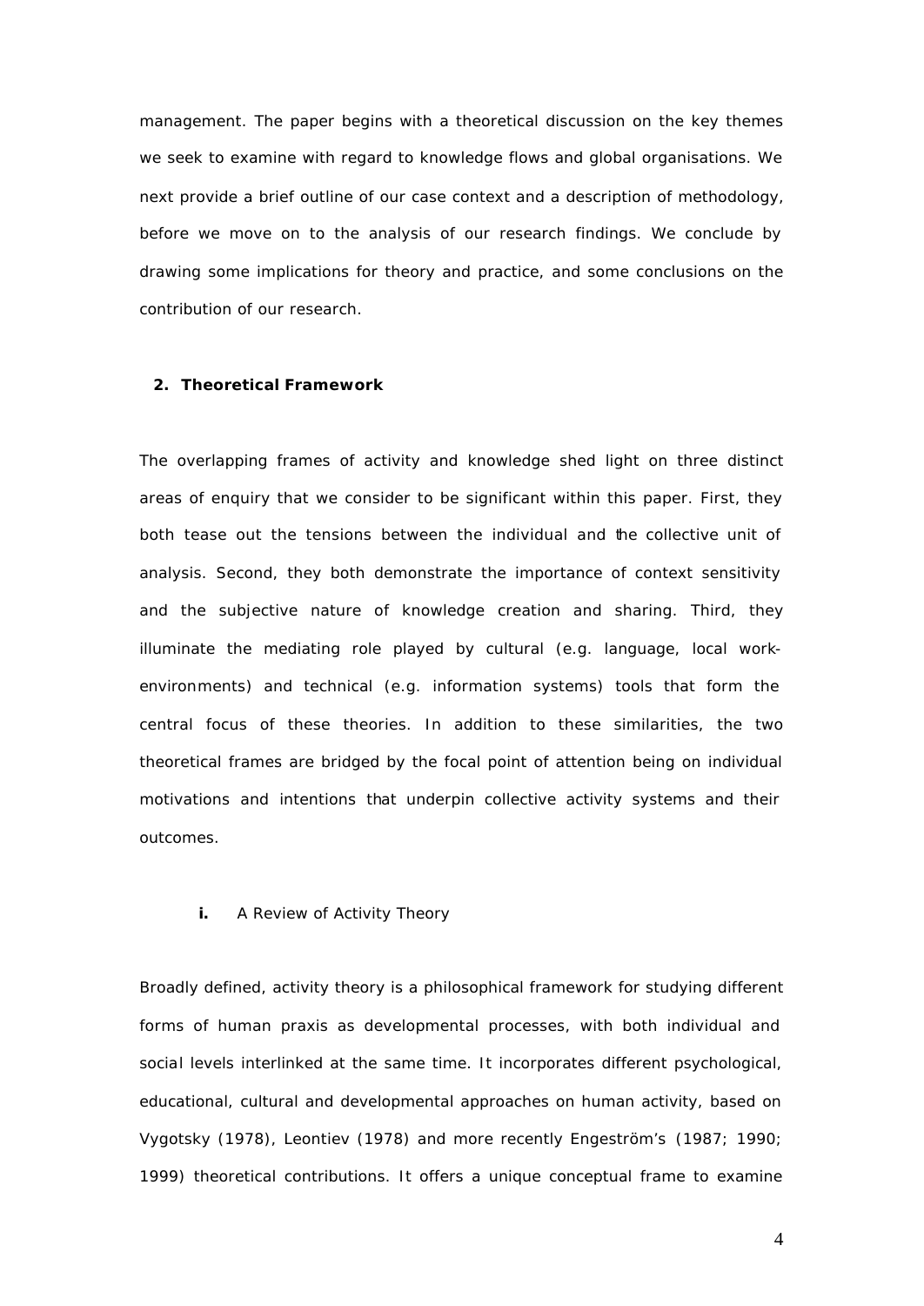management. The paper begins with a theoretical discussion on the key themes we seek to examine with regard to knowledge flows and global organisations. We next provide a brief outline of our case context and a description of methodology, before we move on to the analysis of our research findings. We conclude by drawing some implications for theory and practice, and some conclusions on the contribution of our research.

## 2. Theoretical Framework

The overlapping frames of activity and knowledge shed light on three distinct areas of enquiry that we consider to be significant within this paper. First, they both tease out the tensions between the individual and the collective unit of analysis. Second, they both demonstrate the importance of context sensitivity and the subjective nature of knowledge creation and sharing. Third, they illuminate the mediating role played by cultural (e.g. language, local work-environments) and technical (e.g. information systems) tools that form the central focus of these theories. In addition to these similarities, the two theoretical frames are bridged by the focal point of attention being on individual motivations and intentions that underpin collective activity systems and their outcomes.

### i. A Review of Activity Theory

Broadly defined, activity theory is a philosophical framework for studying different forms of human praxis as developmental processes, with both individual and social levels interlinked at the same time. It incorporates different psychological, educational, cultural and developmental approaches on human activity, based on Vygotsky (1978), Leontiev (1978) and more recently Engeström's (1987; 1990; 1999) theoretical contributions. It offers a unique conceptual frame to examine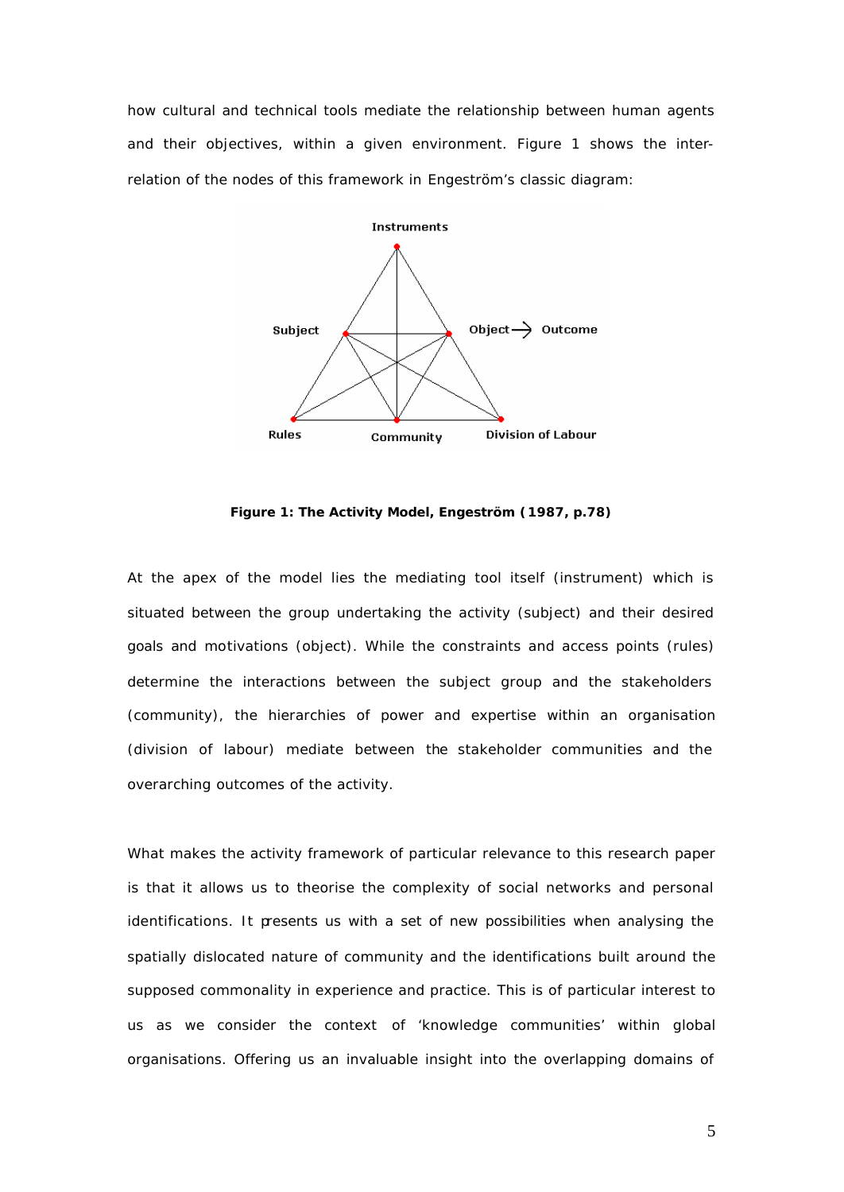how cultural and technical tools mediate the relationship between human agents and their objectives, within a given environment. Figure 1 shows the inter-relation of the nodes of this framework in Engeström's classic diagram:

**Figure 1: The Activity Model, Engeström (1987, p.78)**

At the apex of the model lies the mediating tool itself (instrument) which is situated between the group undertaking the activity (subject) and their desired goals and motivations (object). While the constraints and access points (rules) determine the interactions between the subject group and the stakeholders (community), the hierarchies of power and expertise within an organisation (division of labour) mediate between the stakeholder communities and the overarching outcomes of the activity.

What makes the activity framework of particular relevance to this research paper is that it allows us to theorise the complexity of social networks and personal identifications. It presents us with a set of new possibilities when analysing the spatially dislocated nature of community and the identifications built around the supposed commonality in experience and practice. This is of particular interest to us as we consider the context of 'knowledge communities' within global organisations. Offering us an invaluable insight into the overlapping domains of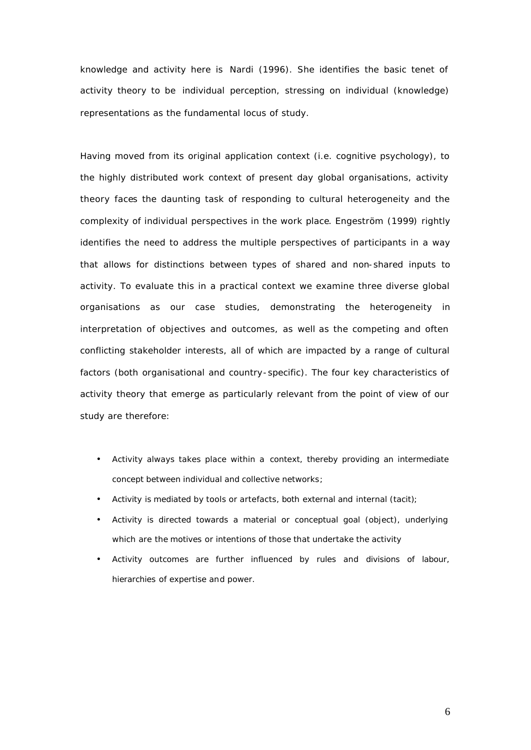knowledge and activity here is Nardi (1996). She identifies the basic tenet of activity theory to be individual perception, stressing on individual (knowledge) representations as the fundamental locus of study.

Having moved from its original application context (i.e. cognitive psychology), to the highly distributed work context of present day global organisations, activity theory faces the daunting task of responding to cultural heterogeneity and the complexity of individual perspectives in the work place. Engeström (1999) rightly identifies the need to address the multiple perspectives of participants in a way that allows for distinctions between types of shared and non-shared inputs to activity. To evaluate this in a practical context we examine three diverse global organisations as our case studies, demonstrating the heterogeneity in interpretation of objectives and outcomes, as well as the competing and often conflicting stakeholder interests, all of which are impacted by a range of cultural factors (both organisational and country-specific). The four key characteristics of activity theory that emerge as particularly relevant from the point of view of our study are therefore:

- Activity always takes place within a context, thereby providing an intermediate concept between individual and collective networks;
- Activity is mediated by tools or artefacts, both external and internal (tacit);
- Activity is directed towards a material or conceptual goal (object), underlying which are the motives or intentions of those that undertake the activity
- Activity outcomes are further influenced by rules and divisions of labour, hierarchies of expertise and power.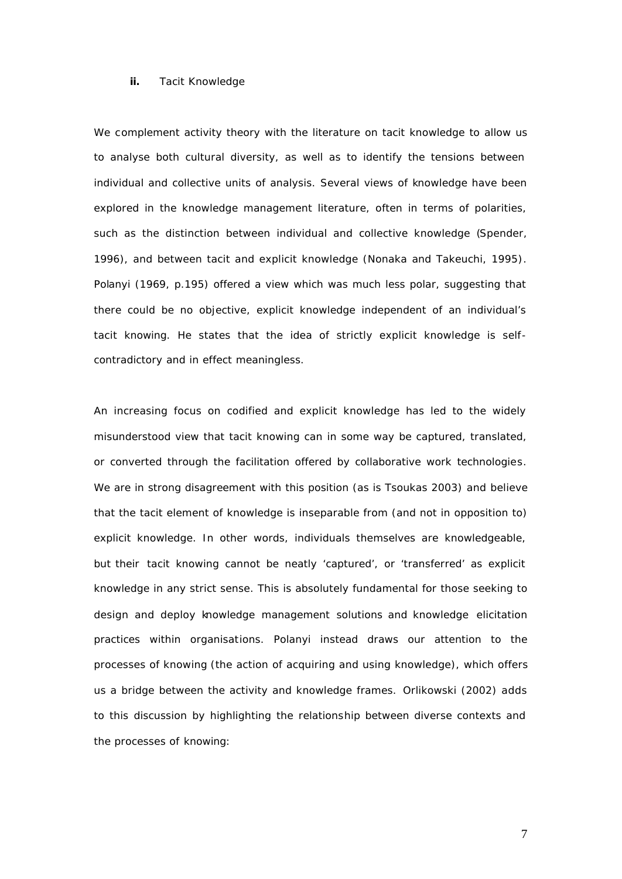### ii. Tacit Knowledge

We complement activity theory with the literature on tacit knowledge to allow us to analyse both cultural diversity, as well as to identify the tensions between individual and collective units of analysis. Several views of knowledge have been explored in the knowledge management literature, often in terms of polarities, such as the distinction between individual and collective knowledge (Spender, 1996), and between tacit and explicit knowledge (Nonaka and Takeuchi, 1995). Polanyi (1969, p.195) offered a view which was much less polar, suggesting that there could be no objective, explicit knowledge independent of an individual's tacit knowing. He states that the idea of strictly explicit knowledge is self-contradictory and in effect meaningless.

An increasing focus on codified and explicit knowledge has led to the widely misunderstood view that tacit knowing can in some way be captured, translated, or converted through the facilitation offered by collaborative work technologies. We are in strong disagreement with this position (as is Tsoukas 2003) and believe that the tacit element of knowledge is inseparable from (and not in opposition to) explicit knowledge. In other words, individuals themselves are knowledgeable, but their tacit knowing cannot be neatly 'captured', or 'transferred' as explicit knowledge in any strict sense. This is absolutely fundamental for those seeking to design and deploy knowledge management solutions and knowledge elicitation practices within organisations. Polanyi instead draws our attention to the processes of knowing (the action of acquiring and using knowledge), which offers us a bridge between the activity and knowledge frames. Orlikowski (2002) adds to this discussion by highlighting the relationship between diverse contexts and the processes of knowing: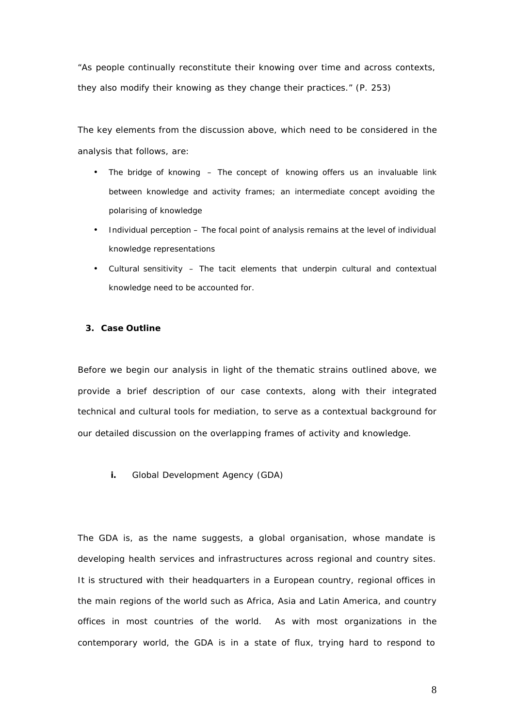"As people continually reconstitute their knowing over time and across contexts, they also modify their knowing as they change their practices." (P. 253)

The key elements from the discussion above, which need to be considered in the analysis that follows, are:

- The bridge of knowing – The concept of knowing offers us an invaluable link between knowledge and activity frames; an intermediate concept avoiding the polarising of knowledge
- Individual perception – The focal point of analysis remains at the level of individual knowledge representations
- Cultural sensitivity – The tacit elements that underpin cultural and contextual knowledge need to be accounted for.

## 3. Case Outline

Before we begin our analysis in light of the thematic strains outlined above, we provide a brief description of our case contexts, along with their integrated technical and cultural tools for mediation, to serve as a contextual background for our detailed discussion on the overlapping frames of activity and knowledge.

### i. Global Development Agency (GDA)

The GDA is, as the name suggests, a global organisation, whose mandate is developing health services and infrastructures across regional and country sites. It is structured with their headquarters in a European country, regional offices in the main regions of the world such as Africa, Asia and Latin America, and country offices in most countries of the world. As with most organizations in the contemporary world, the GDA is in a state of flux, trying hard to respond to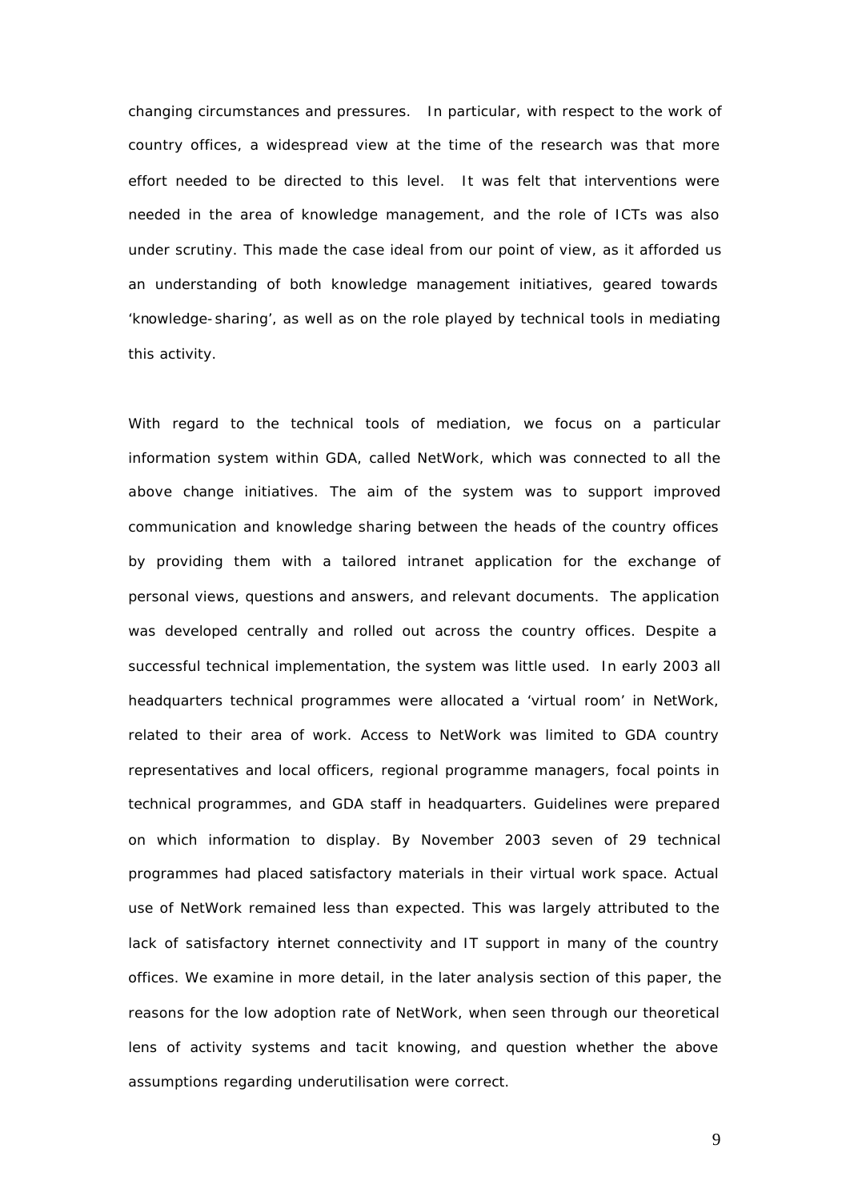changing circumstances and pressures. In particular, with respect to the work of country offices, a widespread view at the time of the research was that more effort needed to be directed to this level. It was felt that interventions were needed in the area of knowledge management, and the role of ICTs was also under scrutiny. This made the case ideal from our point of view, as it afforded us an understanding of both knowledge management initiatives, geared towards 'knowledge-sharing', as well as on the role played by technical tools in mediating this activity.

With regard to the technical tools of mediation, we focus on a particular information system within GDA, called NetWork, which was connected to all the above change initiatives. The aim of the system was to support improved communication and knowledge sharing between the heads of the country offices by providing them with a tailored intranet application for the exchange of personal views, questions and answers, and relevant documents. The application was developed centrally and rolled out across the country offices. Despite a successful technical implementation, the system was little used. In early 2003 all headquarters technical programmes were allocated a 'virtual room' in NetWork, related to their area of work. Access to NetWork was limited to GDA country representatives and local officers, regional programme managers, focal points in technical programmes, and GDA staff in headquarters. Guidelines were prepared on which information to display. By November 2003 seven of 29 technical programmes had placed satisfactory materials in their virtual work space. Actual use of NetWork remained less than expected. This was largely attributed to the lack of satisfactory internet connectivity and IT support in many of the country offices. We examine in more detail, in the later analysis section of this paper, the reasons for the low adoption rate of NetWork, when seen through our theoretical lens of activity systems and tacit knowing, and question whether the above assumptions regarding underutilisation were correct.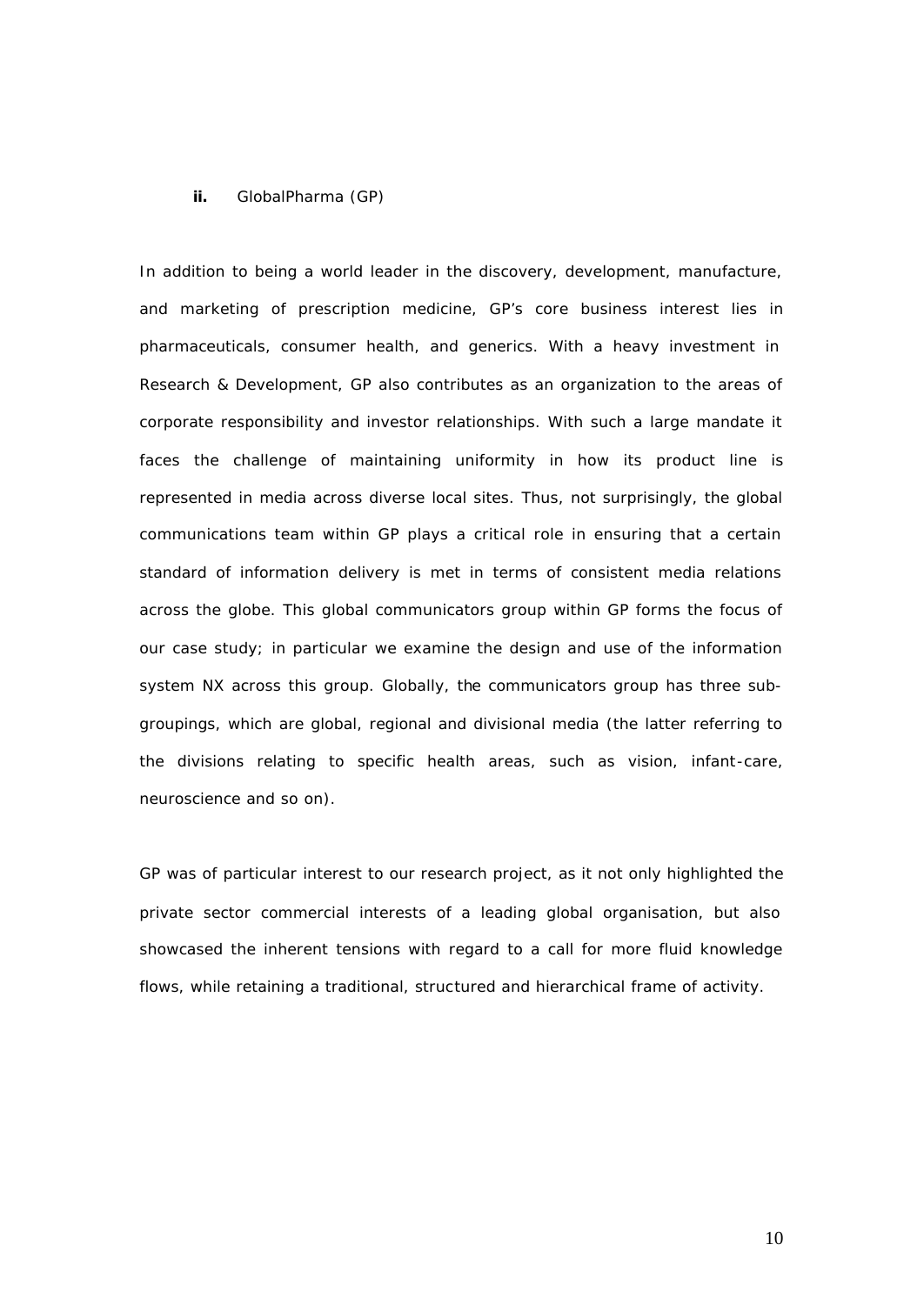### **ii.** GlobalPharma (GP)

In addition to being a world leader in the discovery, development, manufacture, and marketing of prescription medicine, GP's core business interest lies in pharmaceuticals, consumer health, and generics. With a heavy investment in Research & Development, GP also contributes as an organization to the areas of corporate responsibility and investor relationships. With such a large mandate it faces the challenge of maintaining uniformity in how its product line is represented in media across diverse local sites. Thus, not surprisingly, the global communications team within GP plays a critical role in ensuring that a certain standard of information delivery is met in terms of consistent media relations across the globe. This global communicators group within GP forms the focus of our case study; in particular we examine the design and use of the information system NX across this group. Globally, the communicators group has three sub-groupings, which are global, regional and divisional media (the latter referring to the divisions relating to specific health areas, such as vision, infant-care, neuroscience and so on).

GP was of particular interest to our research project, as it not only highlighted the private sector commercial interests of a leading global organisation, but also showcased the inherent tensions with regard to a call for more fluid knowledge flows, while retaining a traditional, structured and hierarchical frame of activity.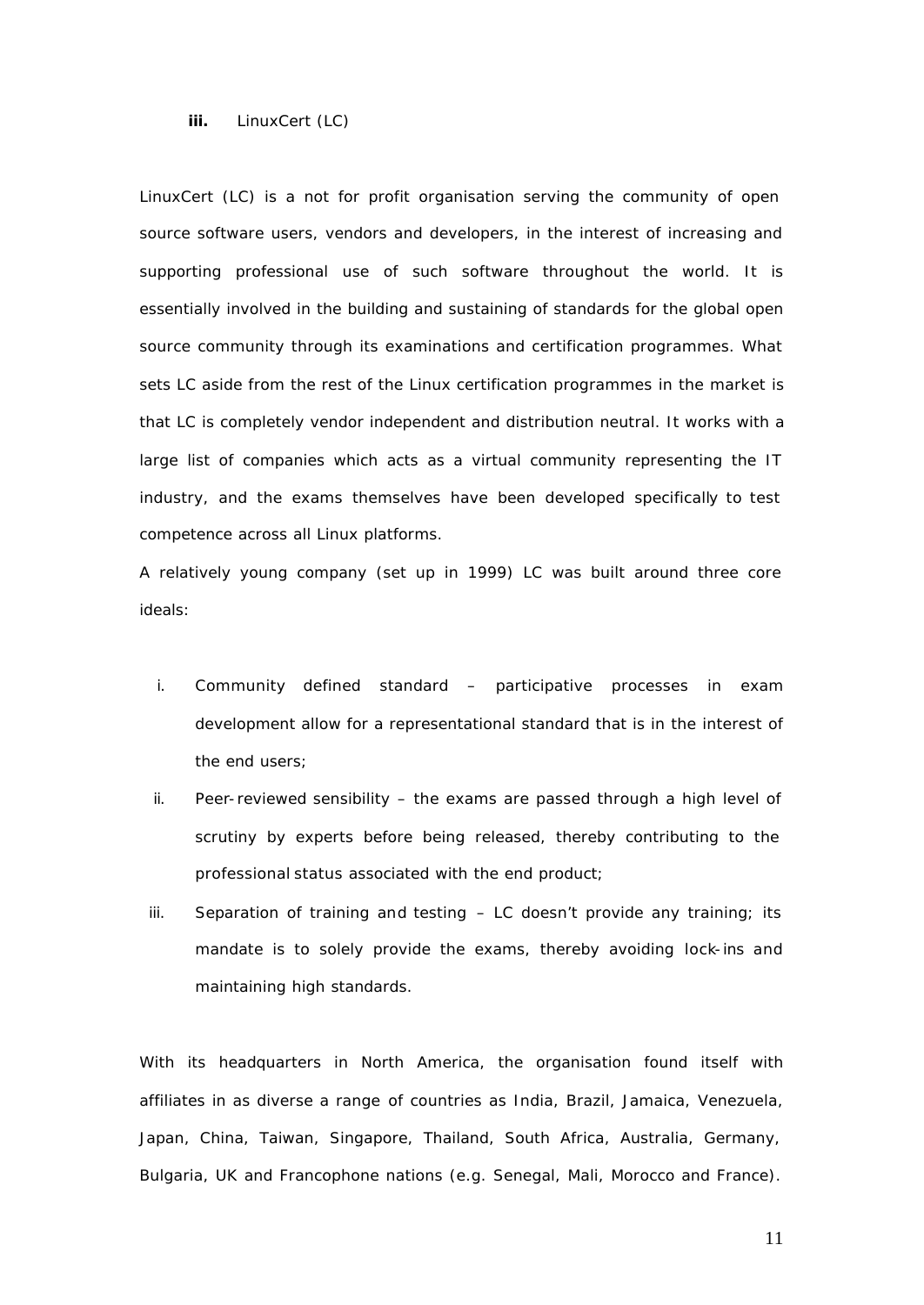### iii. LinuxCert (LC)

LinuxCert (LC) is a not for profit organisation serving the community of open source software users, vendors and developers, in the interest of increasing and supporting professional use of such software throughout the world. It is essentially involved in the building and sustaining of standards for the global open source community through its examinations and certification programmes. What sets LC aside from the rest of the Linux certification programmes in the market is that LC is completely vendor independent and distribution neutral. It works with a large list of companies which acts as a virtual community representing the IT industry, and the exams themselves have been developed specifically to test competence across all Linux platforms.

A relatively young company (set up in 1999) LC was built around three core ideals:

i. Community defined standard – participative processes in exam development allow for a representational standard that is in the interest of the end users;
ii. Peer-reviewed sensibility – the exams are passed through a high level of scrutiny by experts before being released, thereby contributing to the professional status associated with the end product;
iii. Separation of training and testing – LC doesn't provide any training; its mandate is to solely provide the exams, thereby avoiding lock-ins and maintaining high standards.

With its headquarters in North America, the organisation found itself with affiliates in as diverse a range of countries as India, Brazil, Jamaica, Venezuela, Japan, China, Taiwan, Singapore, Thailand, South Africa, Australia, Germany, Bulgaria, UK and Francophone nations (e.g. Senegal, Mali, Morocco and France).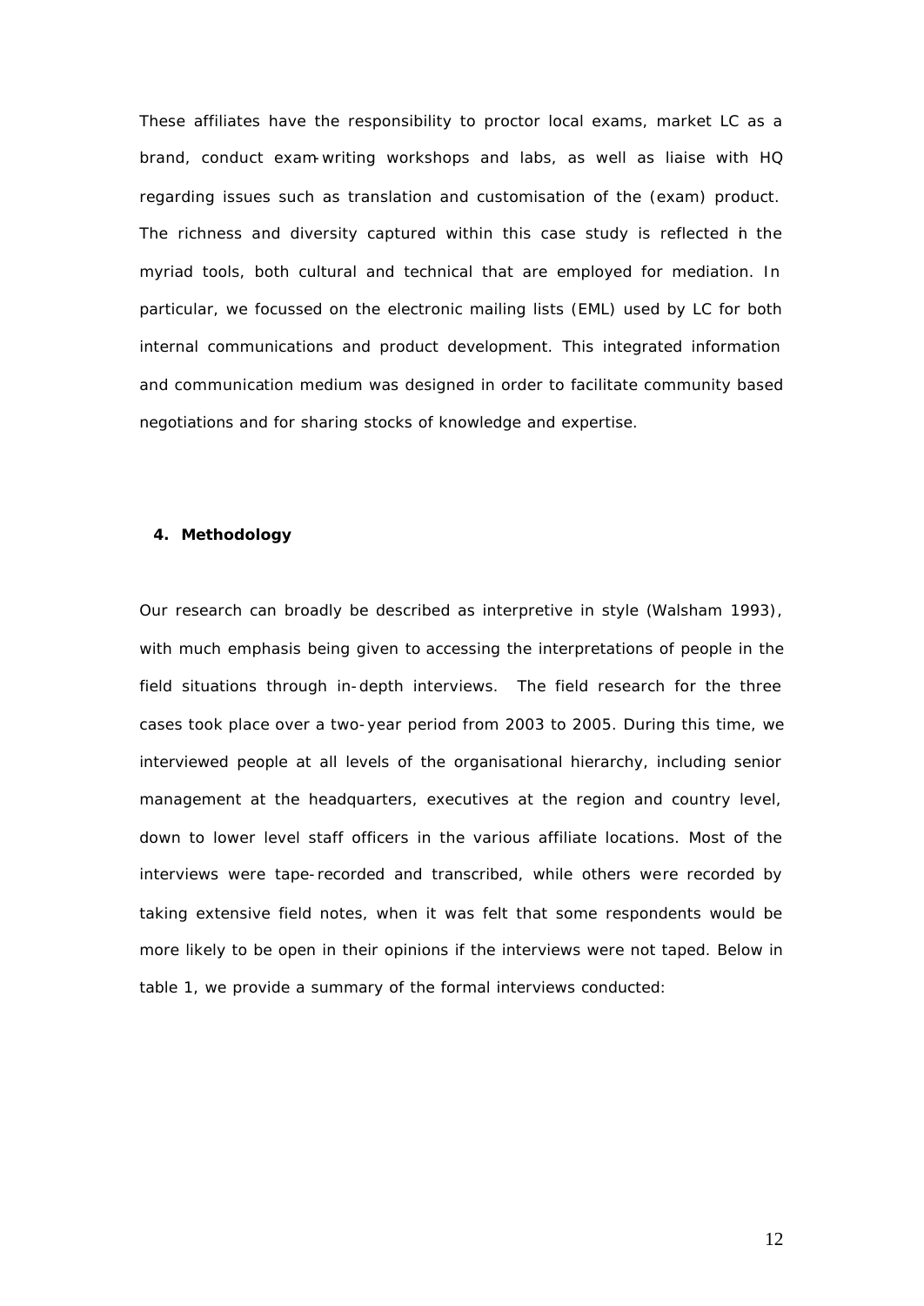These affiliates have the responsibility to proctor local exams, market LC as a brand, conduct exam-writing workshops and labs, as well as liaise with HQ regarding issues such as translation and customisation of the (exam) product. The richness and diversity captured within this case study is reflected in the myriad tools, both cultural and technical that are employed for mediation. In particular, we focussed on the electronic mailing lists (EML) used by LC for both internal communications and product development. This integrated information and communication medium was designed in order to facilitate community based negotiations and for sharing stocks of knowledge and expertise.

## 4. Methodology

Our research can broadly be described as interpretive in style (Walsham 1993), with much emphasis being given to accessing the interpretations of people in the field situations through in-depth interviews. The field research for the three cases took place over a two-year period from 2003 to 2005. During this time, we interviewed people at all levels of the organisational hierarchy, including senior management at the headquarters, executives at the region and country level, down to lower level staff officers in the various affiliate locations. Most of the interviews were tape-recorded and transcribed, while others were recorded by taking extensive field notes, when it was felt that some respondents would be more likely to be open in their opinions if the interviews were not taped. Below in table 1, we provide a summary of the formal interviews conducted: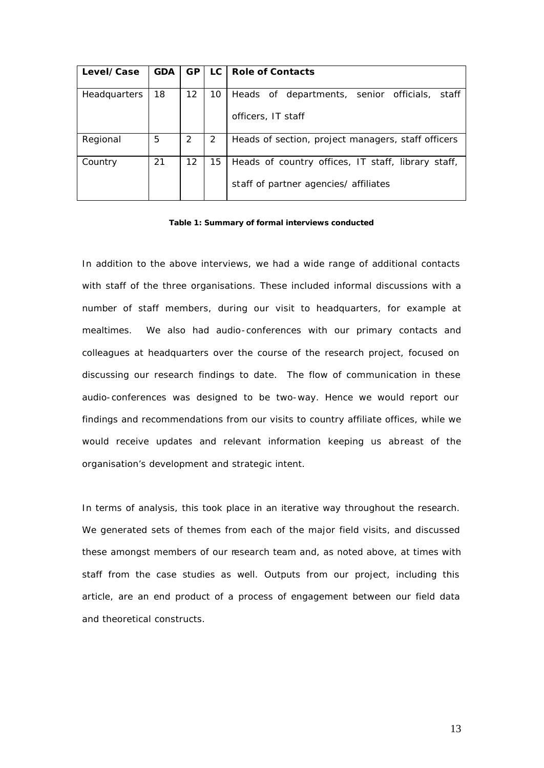| Level/Case | GDA | GP | LC | Role of Contacts |
|---|---|---|---|---|
| Headquarters | 18 | 12 | 10 | Heads of departments, senior officials, staff officers, IT staff |
| Regional | 5 | 2 | 2 | Heads of section, project managers, staff officers |
| Country | 21 | 12 | 15 | Heads of country offices, IT staff, library staff, staff of partner agencies/ affiliates |

**Table 1: Summary of formal interviews conducted**

In addition to the above interviews, we had a wide range of additional contacts with staff of the three organisations. These included informal discussions with a number of staff members, during our visit to headquarters, for example at mealtimes. We also had audio-conferences with our primary contacts and colleagues at headquarters over the course of the research project, focused on discussing our research findings to date. The flow of communication in these audio-conferences was designed to be two-way. Hence we would report our findings and recommendations from our visits to country affiliate offices, while we would receive updates and relevant information keeping us abreast of the organisation's development and strategic intent.

In terms of analysis, this took place in an iterative way throughout the research. We generated sets of themes from each of the major field visits, and discussed these amongst members of our research team and, as noted above, at times with staff from the case studies as well. Outputs from our project, including this article, are an end product of a process of engagement between our field data and theoretical constructs.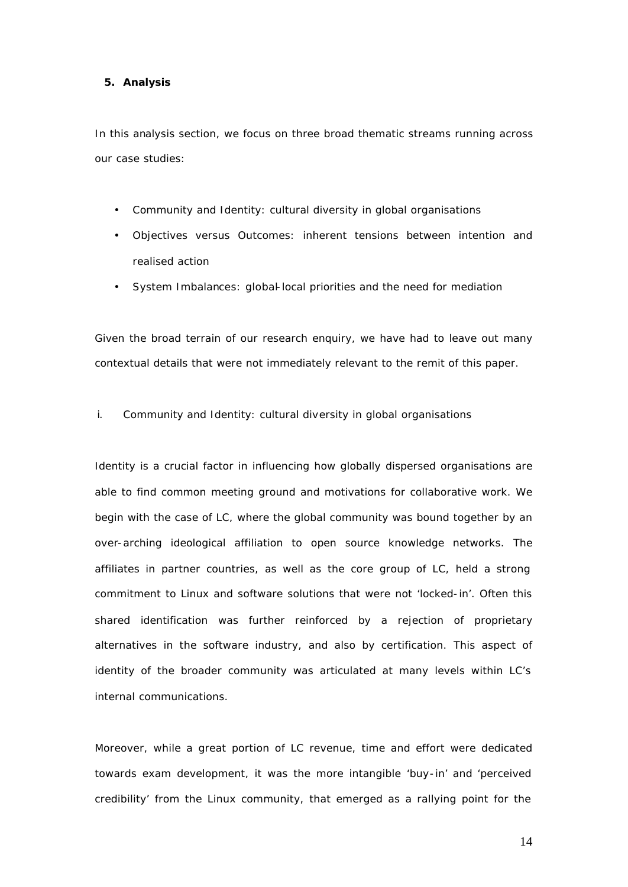## 5. Analysis

In this analysis section, we focus on three broad thematic streams running across our case studies:

- Community and Identity: cultural diversity in global organisations
- Objectives versus Outcomes: inherent tensions between intention and realised action
- System Imbalances: global-local priorities and the need for mediation

Given the broad terrain of our research enquiry, we have had to leave out many contextual details that were not immediately relevant to the remit of this paper.

### i. Community and Identity: cultural diversity in global organisations

Identity is a crucial factor in influencing how globally dispersed organisations are able to find common meeting ground and motivations for collaborative work. We begin with the case of LC, where the global community was bound together by an over-arching ideological affiliation to open source knowledge networks. The affiliates in partner countries, as well as the core group of LC, held a strong commitment to Linux and software solutions that were not 'locked-in'. Often this shared identification was further reinforced by a rejection of proprietary alternatives in the software industry, and also by certification. This aspect of identity of the broader community was articulated at many levels within LC's internal communications.

Moreover, while a great portion of LC revenue, time and effort were dedicated towards exam development, it was the more intangible 'buy-in' and 'perceived credibility' from the Linux community, that emerged as a rallying point for the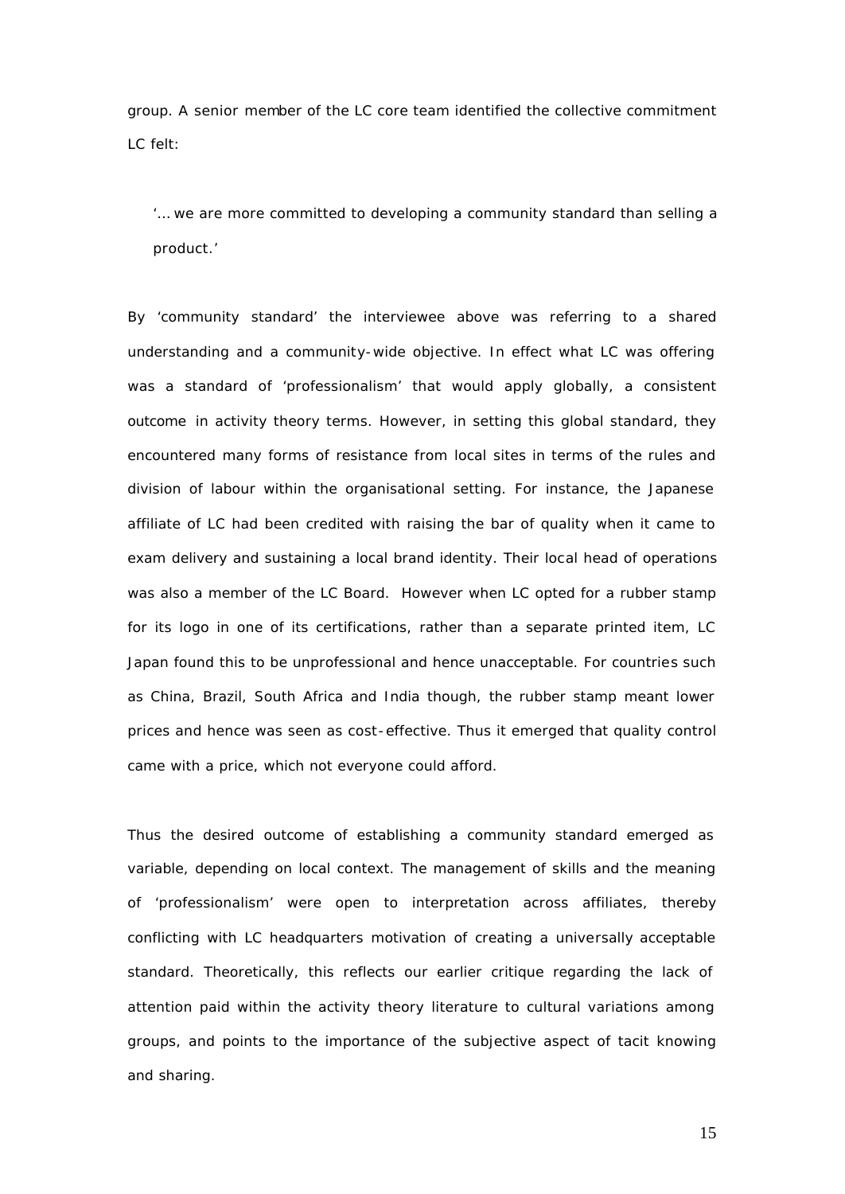group. A senior member of the LC core team identified the collective commitment LC felt:

> '... we are more committed to developing a community standard than selling a product.'

By 'community standard' the interviewee above was referring to a shared understanding and a community-wide objective. In effect what LC was offering was a standard of 'professionalism' that would apply globally, a consistent outcome in activity theory terms. However, in setting this global standard, they encountered many forms of resistance from local sites in terms of the rules and division of labour within the organisational setting. For instance, the Japanese affiliate of LC had been credited with raising the bar of quality when it came to exam delivery and sustaining a local brand identity. Their local head of operations was also a member of the LC Board. However when LC opted for a rubber stamp for its logo in one of its certifications, rather than a separate printed item, LC Japan found this to be unprofessional and hence unacceptable. For countries such as China, Brazil, South Africa and India though, the rubber stamp meant lower prices and hence was seen as cost-effective. Thus it emerged that quality control came with a price, which not everyone could afford.

Thus the desired outcome of establishing a community standard emerged as variable, depending on local context. The management of skills and the meaning of 'professionalism' were open to interpretation across affiliates, thereby conflicting with LC headquarters motivation of creating a universally acceptable standard. Theoretically, this reflects our earlier critique regarding the lack of attention paid within the activity theory literature to cultural variations among groups, and points to the importance of the subjective aspect of tacit knowing and sharing.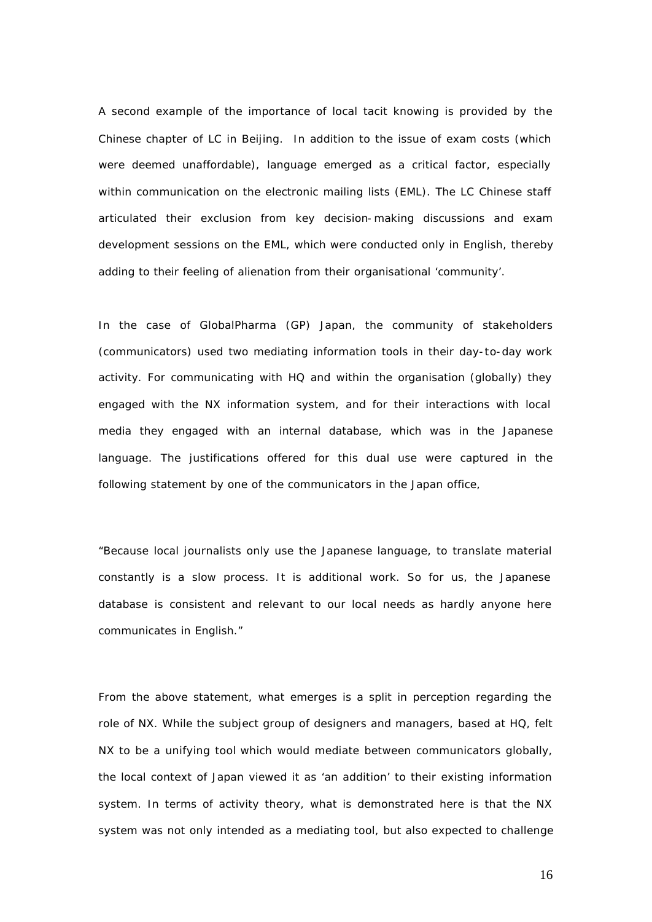A second example of the importance of local tacit knowing is provided by the Chinese chapter of LC in Beijing. In addition to the issue of exam costs (which were deemed unaffordable), language emerged as a critical factor, especially within communication on the electronic mailing lists (EML). The LC Chinese staff articulated their exclusion from key decision-making discussions and exam development sessions on the EML, which were conducted only in English, thereby adding to their feeling of alienation from their organisational 'community'.

In the case of GlobalPharma (GP) Japan, the community of stakeholders (communicators) used two mediating information tools in their day-to-day work activity. For communicating with HQ and within the organisation (globally) they engaged with the NX information system, and for their interactions with local media they engaged with an internal database, which was in the Japanese language. The justifications offered for this dual use were captured in the following statement by one of the communicators in the Japan office,

"Because local journalists only use the Japanese language, to translate material constantly is a slow process. It is additional work. So for us, the Japanese database is consistent and relevant to our local needs as hardly anyone here communicates in English."

From the above statement, what emerges is a split in perception regarding the role of NX. While the subject group of designers and managers, based at HQ, felt NX to be a unifying tool which would mediate between communicators globally, the local context of Japan viewed it as 'an addition' to their existing information system. In terms of activity theory, what is demonstrated here is that the NX system was not only intended as a mediating tool, but also expected to challenge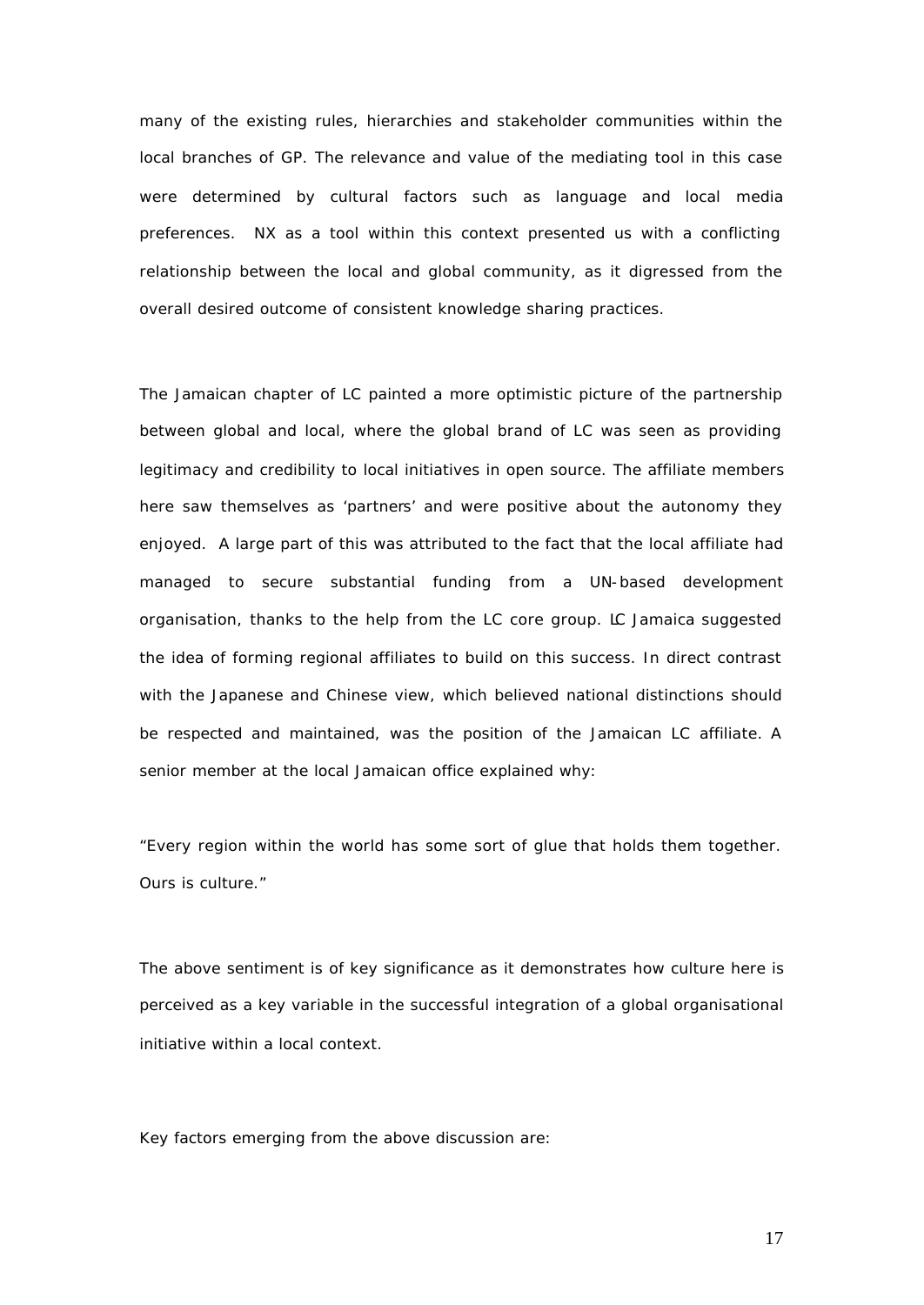many of the existing rules, hierarchies and stakeholder communities within the local branches of GP. The relevance and value of the mediating tool in this case were determined by cultural factors such as language and local media preferences. NX as a tool within this context presented us with a conflicting relationship between the local and global community, as it digressed from the overall desired outcome of consistent knowledge sharing practices.

The Jamaican chapter of LC painted a more optimistic picture of the partnership between global and local, where the global brand of LC was seen as providing legitimacy and credibility to local initiatives in open source. The affiliate members here saw themselves as 'partners' and were positive about the autonomy they enjoyed. A large part of this was attributed to the fact that the local affiliate had managed to secure substantial funding from a UN-based development organisation, thanks to the help from the LC core group. LC Jamaica suggested the idea of forming regional affiliates to build on this success. In direct contrast with the Japanese and Chinese view, which believed national distinctions should be respected and maintained, was the position of the Jamaican LC affiliate. A senior member at the local Jamaican office explained why:

"Every region within the world has some sort of glue that holds them together. Ours is culture."

The above sentiment is of key significance as it demonstrates how culture here is perceived as a key variable in the successful integration of a global organisational initiative within a local context.

Key factors emerging from the above discussion are: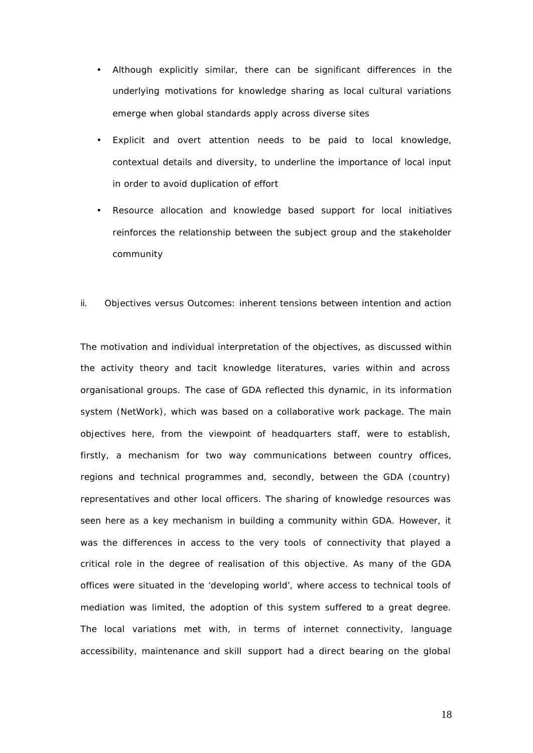- Although explicitly similar, there can be significant differences in the underlying motivations for knowledge sharing as local cultural variations emerge when global standards apply across diverse sites
- Explicit and overt attention needs to be paid to local knowledge, contextual details and diversity, to underline the importance of local input in order to avoid duplication of effort
- Resource allocation and knowledge based support for local initiatives reinforces the relationship between the subject group and the stakeholder community

ii. Objectives versus Outcomes: inherent tensions between intention and action

The motivation and individual interpretation of the objectives, as discussed within the activity theory and tacit knowledge literatures, varies within and across organisational groups. The case of GDA reflected this dynamic, in its information system (NetWork), which was based on a collaborative work package. The main objectives here, from the viewpoint of headquarters staff, were to establish, firstly, a mechanism for two way communications between country offices, regions and technical programmes and, secondly, between the GDA (country) representatives and other local officers. The sharing of knowledge resources was seen here as a key mechanism in building a community within GDA. However, it was the differences in access to the very tools of connectivity that played a critical role in the degree of realisation of this objective. As many of the GDA offices were situated in the 'developing world', where access to technical tools of mediation was limited, the adoption of this system suffered to a great degree. The local variations met with, in terms of internet connectivity, language accessibility, maintenance and skill support had a direct bearing on the global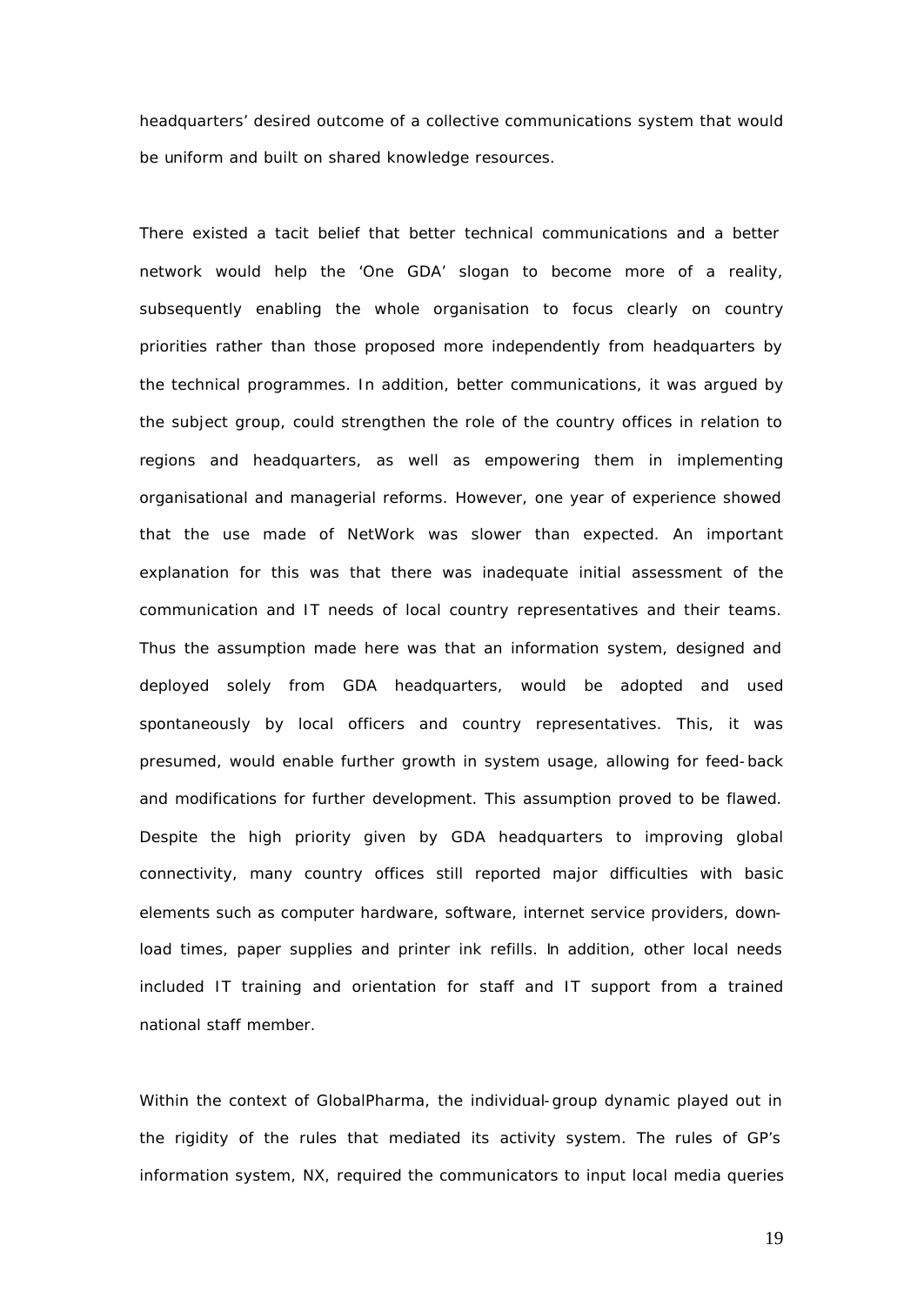headquarters' desired outcome of a collective communications system that would be uniform and built on shared knowledge resources.

There existed a tacit belief that better technical communications and a better network would help the 'One GDA' slogan to become more of a reality, subsequently enabling the whole organisation to focus clearly on country priorities rather than those proposed more independently from headquarters by the technical programmes. In addition, better communications, it was argued by the subject group, could strengthen the role of the country offices in relation to regions and headquarters, as well as empowering them in implementing organisational and managerial reforms. However, one year of experience showed that the use made of NetWork was slower than expected. An important explanation for this was that there was inadequate initial assessment of the communication and IT needs of local country representatives and their teams. Thus the assumption made here was that an information system, designed and deployed solely from GDA headquarters, would be adopted and used spontaneously by local officers and country representatives. This, it was presumed, would enable further growth in system usage, allowing for feed-back and modifications for further development. This assumption proved to be flawed. Despite the high priority given by GDA headquarters to improving global connectivity, many country offices still reported major difficulties with basic elements such as computer hardware, software, internet service providers, download times, paper supplies and printer ink refills. In addition, other local needs included IT training and orientation for staff and IT support from a trained national staff member.

Within the context of GlobalPharma, the individual-group dynamic played out in the rigidity of the rules that mediated its activity system. The rules of GP's information system, NX, required the communicators to input local media queries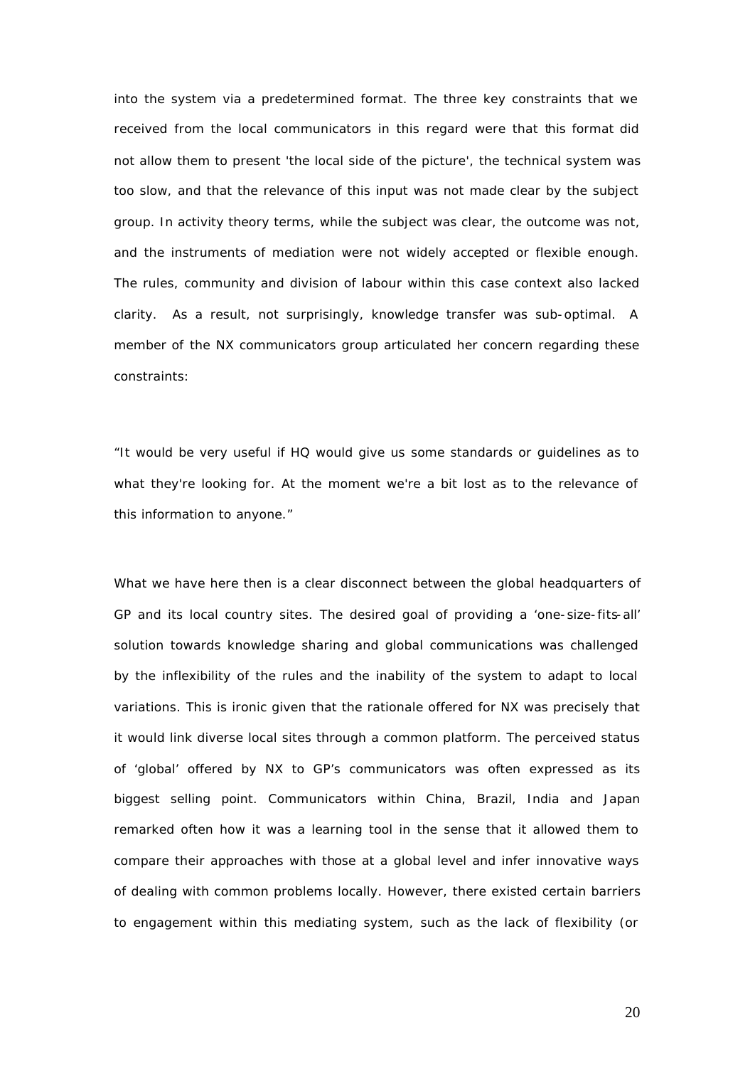into the system via a predetermined format. The three key constraints that we received from the local communicators in this regard were that this format did not allow them to present 'the local side of the picture', the technical system was too slow, and that the relevance of this input was not made clear by the subject group. In activity theory terms, while the subject was clear, the outcome was not, and the instruments of mediation were not widely accepted or flexible enough. The rules, community and division of labour within this case context also lacked clarity. As a result, not surprisingly, knowledge transfer was sub-optimal. A member of the NX communicators group articulated her concern regarding these constraints:

"It would be very useful if HQ would give us some standards or guidelines as to what they're looking for. At the moment we're a bit lost as to the relevance of this information to anyone."

What we have here then is a clear disconnect between the global headquarters of GP and its local country sites. The desired goal of providing a 'one-size-fits-all' solution towards knowledge sharing and global communications was challenged by the inflexibility of the rules and the inability of the system to adapt to local variations. This is ironic given that the rationale offered for NX was precisely that it would link diverse local sites through a common platform. The perceived status of 'global' offered by NX to GP's communicators was often expressed as its biggest selling point. Communicators within China, Brazil, India and Japan remarked often how it was a learning tool in the sense that it allowed them to compare their approaches with those at a global level and infer innovative ways of dealing with common problems locally. However, there existed certain barriers to engagement within this mediating system, such as the lack of flexibility (or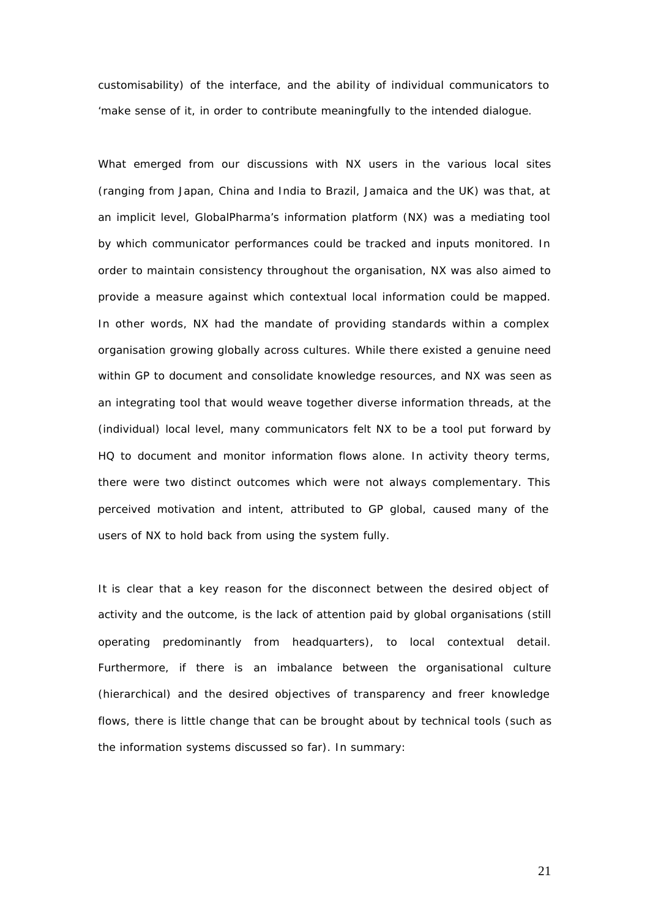customisability) of the interface, and the ability of individual communicators to 'make sense of it, in order to contribute meaningfully to the intended dialogue.

What emerged from our discussions with NX users in the various local sites (ranging from Japan, China and India to Brazil, Jamaica and the UK) was that, at an implicit level, GlobalPharma's information platform (NX) was a mediating tool by which communicator performances could be tracked and inputs monitored. In order to maintain consistency throughout the organisation, NX was also aimed to provide a measure against which contextual local information could be mapped. In other words, NX had the mandate of providing standards within a complex organisation growing globally across cultures. While there existed a genuine need within GP to document and consolidate knowledge resources, and NX was seen as an integrating tool that would weave together diverse information threads, at the (individual) local level, many communicators felt NX to be a tool put forward by HQ to document and monitor information flows alone. In activity theory terms, there were two distinct outcomes which were not always complementary. This perceived motivation and intent, attributed to GP global, caused many of the users of NX to hold back from using the system fully.

It is clear that a key reason for the disconnect between the desired object of activity and the outcome, is the lack of attention paid by global organisations (still operating predominantly from headquarters), to local contextual detail. Furthermore, if there is an imbalance between the organisational culture (hierarchical) and the desired objectives of transparency and freer knowledge flows, there is little change that can be brought about by technical tools (such as the information systems discussed so far). In summary: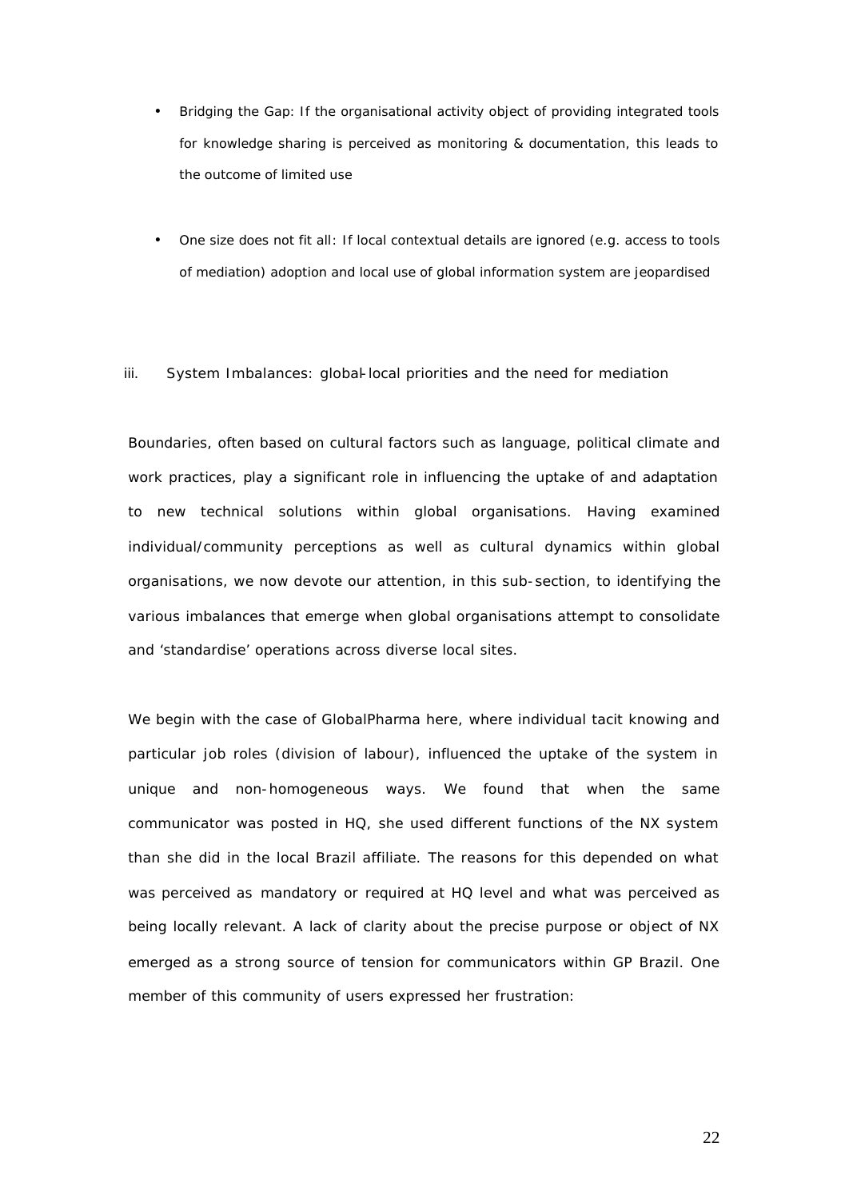- Bridging the Gap: If the organisational activity object of providing integrated tools for knowledge sharing is perceived as monitoring & documentation, this leads to the outcome of limited use

- One size does not fit all: If local contextual details are ignored (e.g. access to tools of mediation) adoption and local use of global information system are jeopardised

iii. System Imbalances: global-local priorities and the need for mediation

Boundaries, often based on cultural factors such as language, political climate and work practices, play a significant role in influencing the uptake of and adaptation to new technical solutions within global organisations. Having examined individual/community perceptions as well as cultural dynamics within global organisations, we now devote our attention, in this sub-section, to identifying the various imbalances that emerge when global organisations attempt to consolidate and 'standardise' operations across diverse local sites.

We begin with the case of GlobalPharma here, where individual tacit knowing and particular job roles (division of labour), influenced the uptake of the system in unique and non-homogeneous ways. We found that when the same communicator was posted in HQ, she used different functions of the NX system than she did in the local Brazil affiliate. The reasons for this depended on what was perceived as mandatory or required at HQ level and what was perceived as being locally relevant. A lack of clarity about the precise purpose or object of NX emerged as a strong source of tension for communicators within GP Brazil. One member of this community of users expressed her frustration: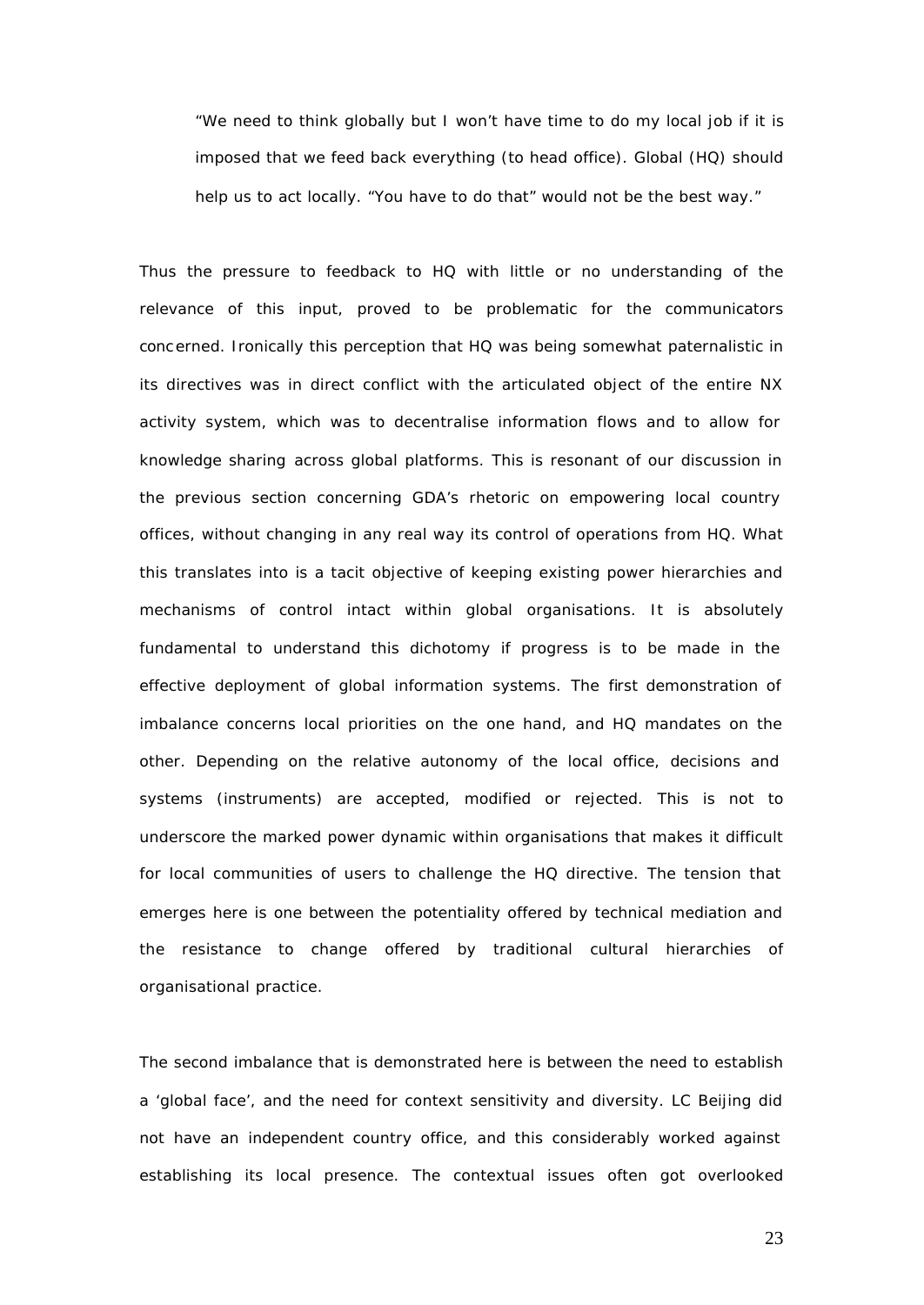> "We need to think globally but I won't have time to do my local job if it is imposed that we feed back everything (to head office). Global (HQ) should help us to act locally. "You have to do that" would not be the best way."

Thus the pressure to feedback to HQ with little or no understanding of the relevance of this input, proved to be problematic for the communicators concerned. Ironically this perception that HQ was being somewhat paternalistic in its directives was in direct conflict with the articulated object of the entire NX activity system, which was to decentralise information flows and to allow for knowledge sharing across global platforms. This is resonant of our discussion in the previous section concerning GDA's rhetoric on empowering local country offices, without changing in any real way its control of operations from HQ. What this translates into is a tacit objective of keeping existing power hierarchies and mechanisms of control intact within global organisations. It is absolutely fundamental to understand this dichotomy if progress is to be made in the effective deployment of global information systems. The first demonstration of imbalance concerns local priorities on the one hand, and HQ mandates on the other. Depending on the relative autonomy of the local office, decisions and systems (instruments) are accepted, modified or rejected. This is not to underscore the marked power dynamic within organisations that makes it difficult for local communities of users to challenge the HQ directive. The tension that emerges here is one between the potentiality offered by technical mediation and the resistance to change offered by traditional cultural hierarchies of organisational practice.

The second imbalance that is demonstrated here is between the need to establish a 'global face', and the need for context sensitivity and diversity. LC Beijing did not have an independent country office, and this considerably worked against establishing its local presence. The contextual issues often got overlooked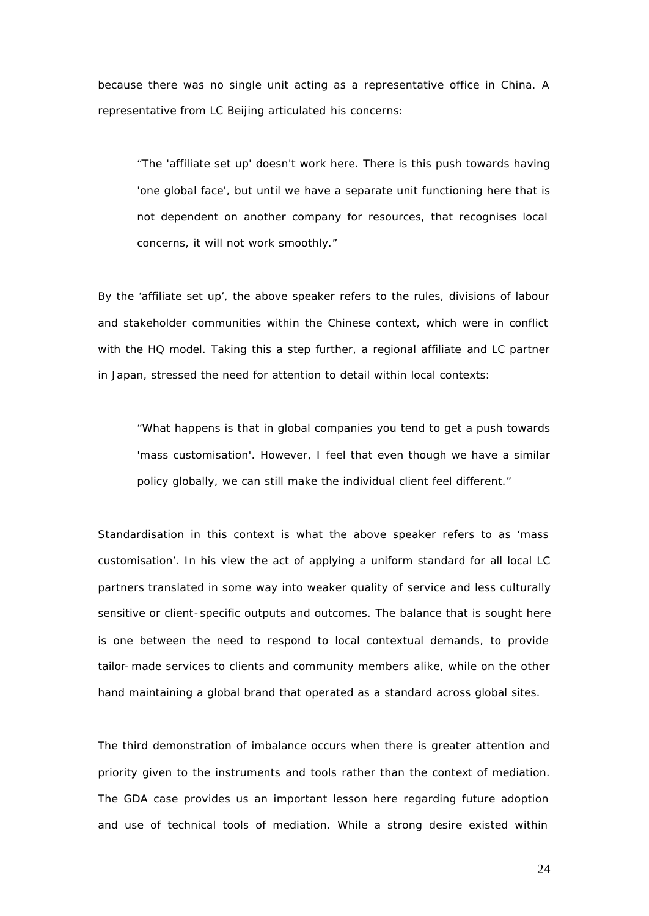because there was no single unit acting as a representative office in China. A representative from LC Beijing articulated his concerns:

> "The 'affiliate set up' doesn't work here. There is this push towards having 'one global face', but until we have a separate unit functioning here that is not dependent on another company for resources, that recognises local concerns, it will not work smoothly."

By the 'affiliate set up', the above speaker refers to the rules, divisions of labour and stakeholder communities within the Chinese context, which were in conflict with the HQ model. Taking this a step further, a regional affiliate and LC partner in Japan, stressed the need for attention to detail within local contexts:

> "What happens is that in global companies you tend to get a push towards 'mass customisation'. However, I feel that even though we have a similar policy globally, we can still make the individual client feel different."

Standardisation in this context is what the above speaker refers to as 'mass customisation'. In his view the act of applying a uniform standard for all local LC partners translated in some way into weaker quality of service and less culturally sensitive or client-specific outputs and outcomes. The balance that is sought here is one between the need to respond to local contextual demands, to provide tailor-made services to clients and community members alike, while on the other hand maintaining a global brand that operated as a standard across global sites.

The third demonstration of imbalance occurs when there is greater attention and priority given to the instruments and tools rather than the context of mediation. The GDA case provides us an important lesson here regarding future adoption and use of technical tools of mediation. While a strong desire existed within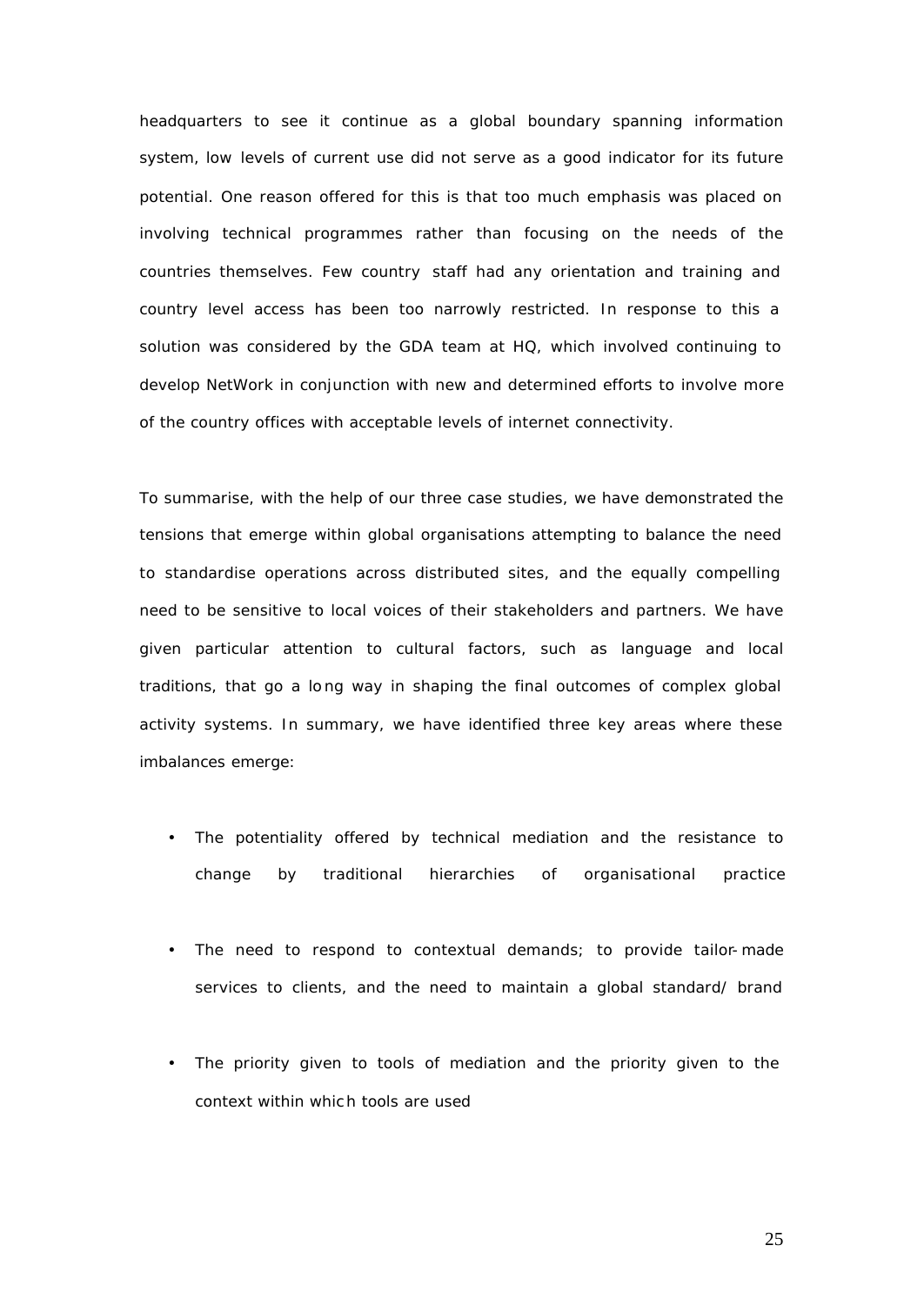headquarters to see it continue as a global boundary spanning information system, low levels of current use did not serve as a good indicator for its future potential. One reason offered for this is that too much emphasis was placed on involving technical programmes rather than focusing on the needs of the countries themselves. Few country staff had any orientation and training and country level access has been too narrowly restricted. In response to this a solution was considered by the GDA team at HQ, which involved continuing to develop NetWork in conjunction with new and determined efforts to involve more of the country offices with acceptable levels of internet connectivity.

To summarise, with the help of our three case studies, we have demonstrated the tensions that emerge within global organisations attempting to balance the need to standardise operations across distributed sites, and the equally compelling need to be sensitive to local voices of their stakeholders and partners. We have given particular attention to cultural factors, such as language and local traditions, that go a long way in shaping the final outcomes of complex global activity systems. In summary, we have identified three key areas where these imbalances emerge:

- The potentiality offered by technical mediation and the resistance to change by traditional hierarchies of organisational practice
- The need to respond to contextual demands; to provide tailor-made services to clients, and the need to maintain a global standard/ brand
- The priority given to tools of mediation and the priority given to the context within which tools are used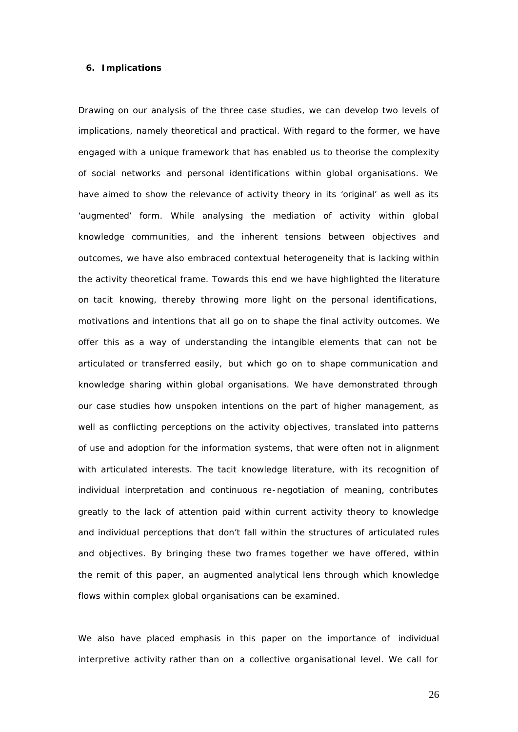## 6. Implications

Drawing on our analysis of the three case studies, we can develop two levels of implications, namely theoretical and practical. With regard to the former, we have engaged with a unique framework that has enabled us to theorise the complexity of social networks and personal identifications within global organisations. We have aimed to show the relevance of activity theory in its 'original' as well as its 'augmented' form. While analysing the mediation of activity within global knowledge communities, and the inherent tensions between objectives and outcomes, we have also embraced contextual heterogeneity that is lacking within the activity theoretical frame. Towards this end we have highlighted the literature on tacit knowing, thereby throwing more light on the personal identifications, motivations and intentions that all go on to shape the final activity outcomes. We offer this as a way of understanding the intangible elements that can not be articulated or transferred easily, but which go on to shape communication and knowledge sharing within global organisations. We have demonstrated through our case studies how unspoken intentions on the part of higher management, as well as conflicting perceptions on the activity objectives, translated into patterns of use and adoption for the information systems, that were often not in alignment with articulated interests. The tacit knowledge literature, with its recognition of individual interpretation and continuous re-negotiation of meaning, contributes greatly to the lack of attention paid within current activity theory to knowledge and individual perceptions that don't fall within the structures of articulated rules and objectives. By bringing these two frames together we have offered, within the remit of this paper, an augmented analytical lens through which knowledge flows within complex global organisations can be examined.

We also have placed emphasis in this paper on the importance of individual interpretive activity rather than on a collective organisational level. We call for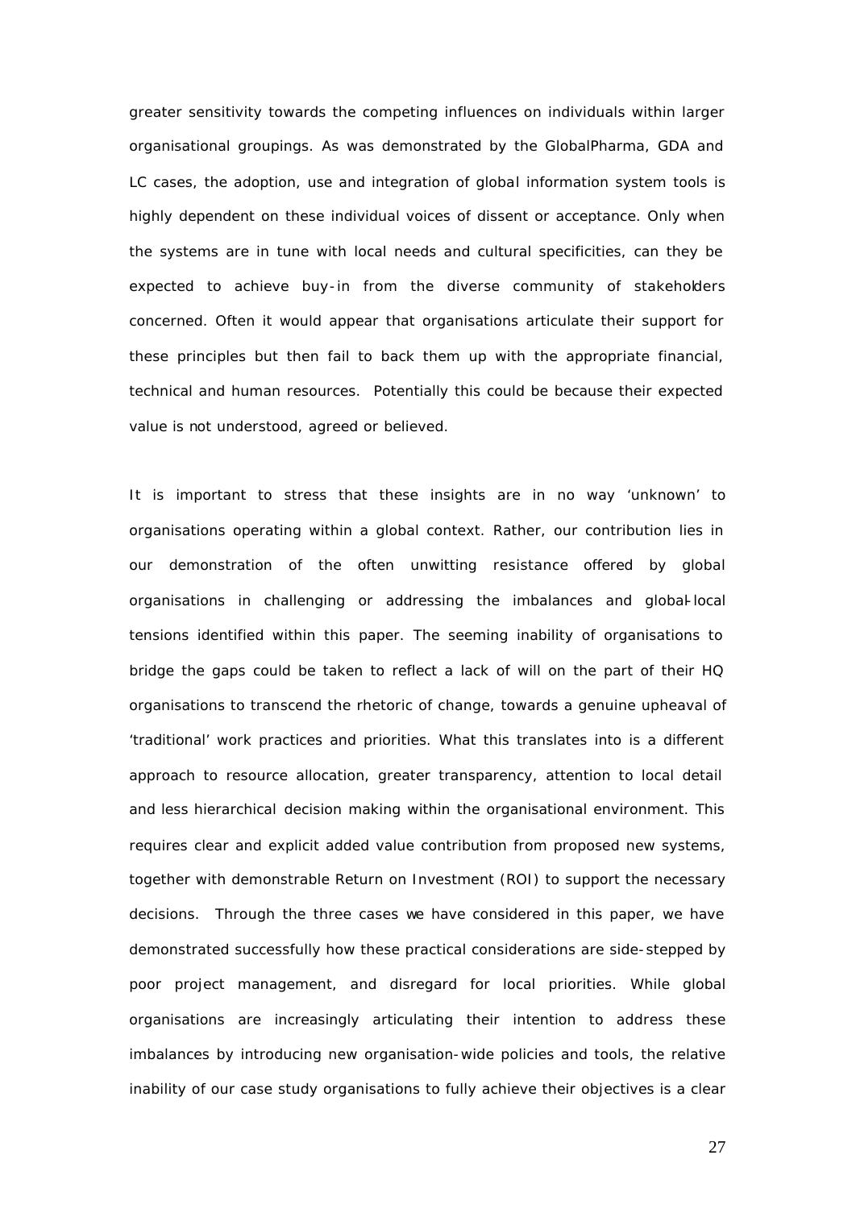greater sensitivity towards the competing influences on individuals within larger organisational groupings. As was demonstrated by the GlobalPharma, GDA and LC cases, the adoption, use and integration of global information system tools is highly dependent on these individual voices of dissent or acceptance. Only when the systems are in tune with local needs and cultural specificities, can they be expected to achieve buy-in from the diverse community of stakeholders concerned. Often it would appear that organisations articulate their support for these principles but then fail to back them up with the appropriate financial, technical and human resources. Potentially this could be because their expected value is not understood, agreed or believed.

It is important to stress that these insights are in no way 'unknown' to organisations operating within a global context. Rather, our contribution lies in our demonstration of the often unwitting resistance offered by global organisations in challenging or addressing the imbalances and global-local tensions identified within this paper. The seeming inability of organisations to bridge the gaps could be taken to reflect a lack of will on the part of their HQ organisations to transcend the rhetoric of change, towards a genuine upheaval of 'traditional' work practices and priorities. What this translates into is a different approach to resource allocation, greater transparency, attention to local detail and less hierarchical decision making within the organisational environment. This requires clear and explicit added value contribution from proposed new systems, together with demonstrable Return on Investment (ROI) to support the necessary decisions. Through the three cases we have considered in this paper, we have demonstrated successfully how these practical considerations are side-stepped by poor project management, and disregard for local priorities. While global organisations are increasingly articulating their intention to address these imbalances by introducing new organisation-wide policies and tools, the relative inability of our case study organisations to fully achieve their objectives is a clear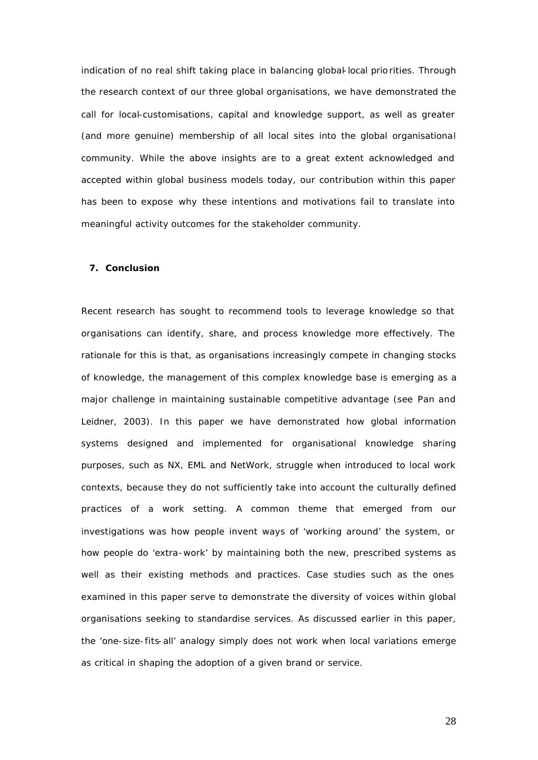indication of no real shift taking place in balancing global-local priorities. Through the research context of our three global organisations, we have demonstrated the call for local-customisations, capital and knowledge support, as well as greater (and more genuine) membership of all local sites into the global organisational community. While the above insights are to a great extent acknowledged and accepted within global business models today, our contribution within this paper has been to expose why these intentions and motivations fail to translate into meaningful activity outcomes for the stakeholder community.

## 7. Conclusion

Recent research has sought to recommend tools to leverage knowledge so that organisations can identify, share, and process knowledge more effectively. The rationale for this is that, as organisations increasingly compete in changing stocks of knowledge, the management of this complex knowledge base is emerging as a major challenge in maintaining sustainable competitive advantage (see Pan and Leidner, 2003). In this paper we have demonstrated how global information systems designed and implemented for organisational knowledge sharing purposes, such as NX, EML and NetWork, struggle when introduced to local work contexts, because they do not sufficiently take into account the culturally defined practices of a work setting. A common theme that emerged from our investigations was how people invent ways of 'working around' the system, or how people do 'extra-work' by maintaining both the new, prescribed systems as well as their existing methods and practices. Case studies such as the ones examined in this paper serve to demonstrate the diversity of voices within global organisations seeking to standardise services. As discussed earlier in this paper, the 'one-size-fits-all' analogy simply does not work when local variations emerge as critical in shaping the adoption of a given brand or service.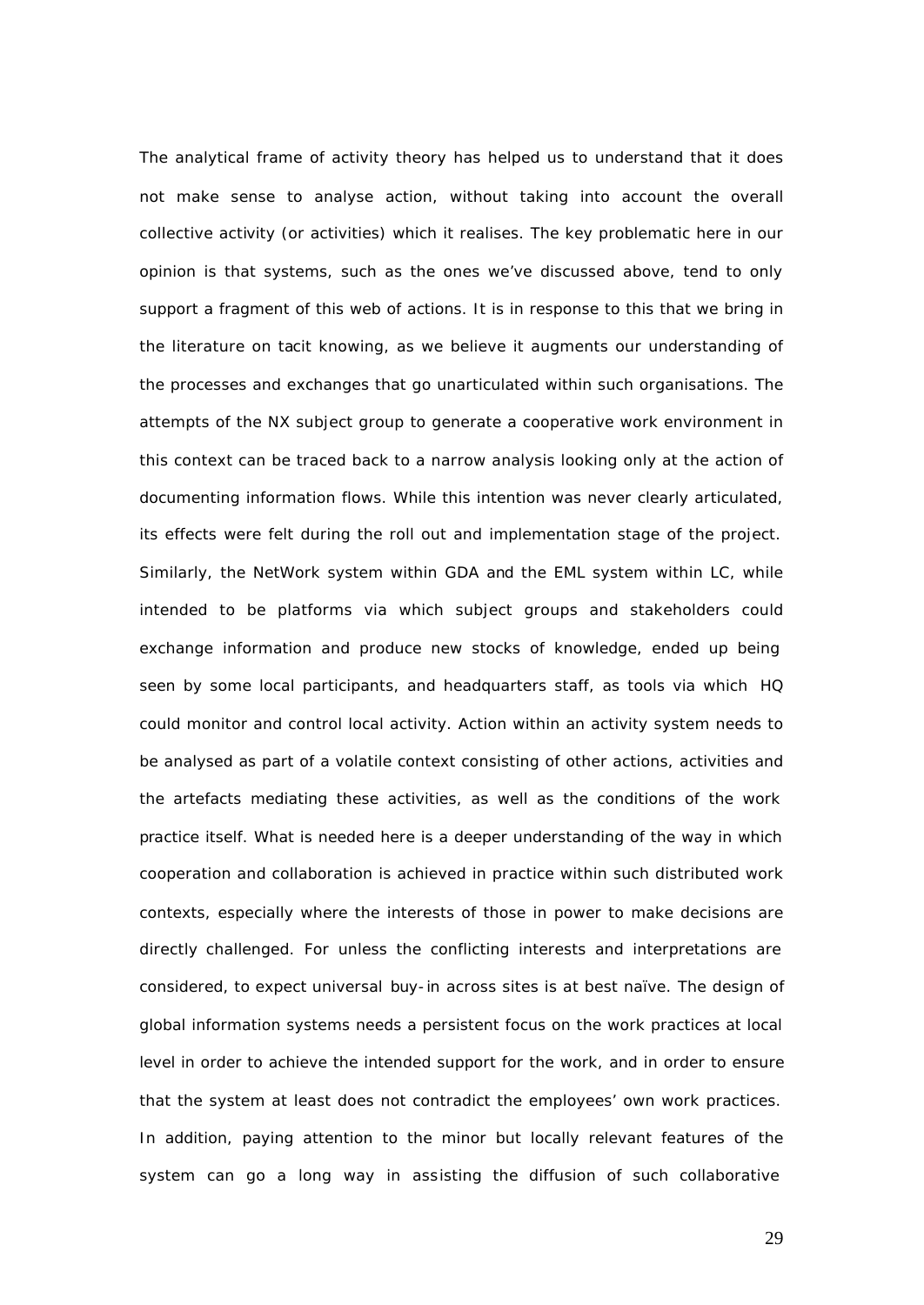The analytical frame of activity theory has helped us to understand that it does not make sense to analyse action, without taking into account the overall collective activity (or activities) which it realises. The key problematic here in our opinion is that systems, such as the ones we've discussed above, tend to only support a fragment of this web of actions. It is in response to this that we bring in the literature on tacit knowing, as we believe it augments our understanding of the processes and exchanges that go unarticulated within such organisations. The attempts of the NX subject group to generate a cooperative work environment in this context can be traced back to a narrow analysis looking only at the action of documenting information flows. While this intention was never clearly articulated, its effects were felt during the roll out and implementation stage of the project. Similarly, the NetWork system within GDA and the EML system within LC, while intended to be platforms via which subject groups and stakeholders could exchange information and produce new stocks of knowledge, ended up being seen by some local participants, and headquarters staff, as tools via which HQ could monitor and control local activity. Action within an activity system needs to be analysed as part of a volatile context consisting of other actions, activities and the artefacts mediating these activities, as well as the conditions of the work practice itself. What is needed here is a deeper understanding of the way in which cooperation and collaboration is achieved in practice within such distributed work contexts, especially where the interests of those in power to make decisions are directly challenged. For unless the conflicting interests and interpretations are considered, to expect universal buy-in across sites is at best naïve. The design of global information systems needs a persistent focus on the work practices at local level in order to achieve the intended support for the work, and in order to ensure that the system at least does not contradict the employees' own work practices. In addition, paying attention to the minor but locally relevant features of the system can go a long way in assisting the diffusion of such collaborative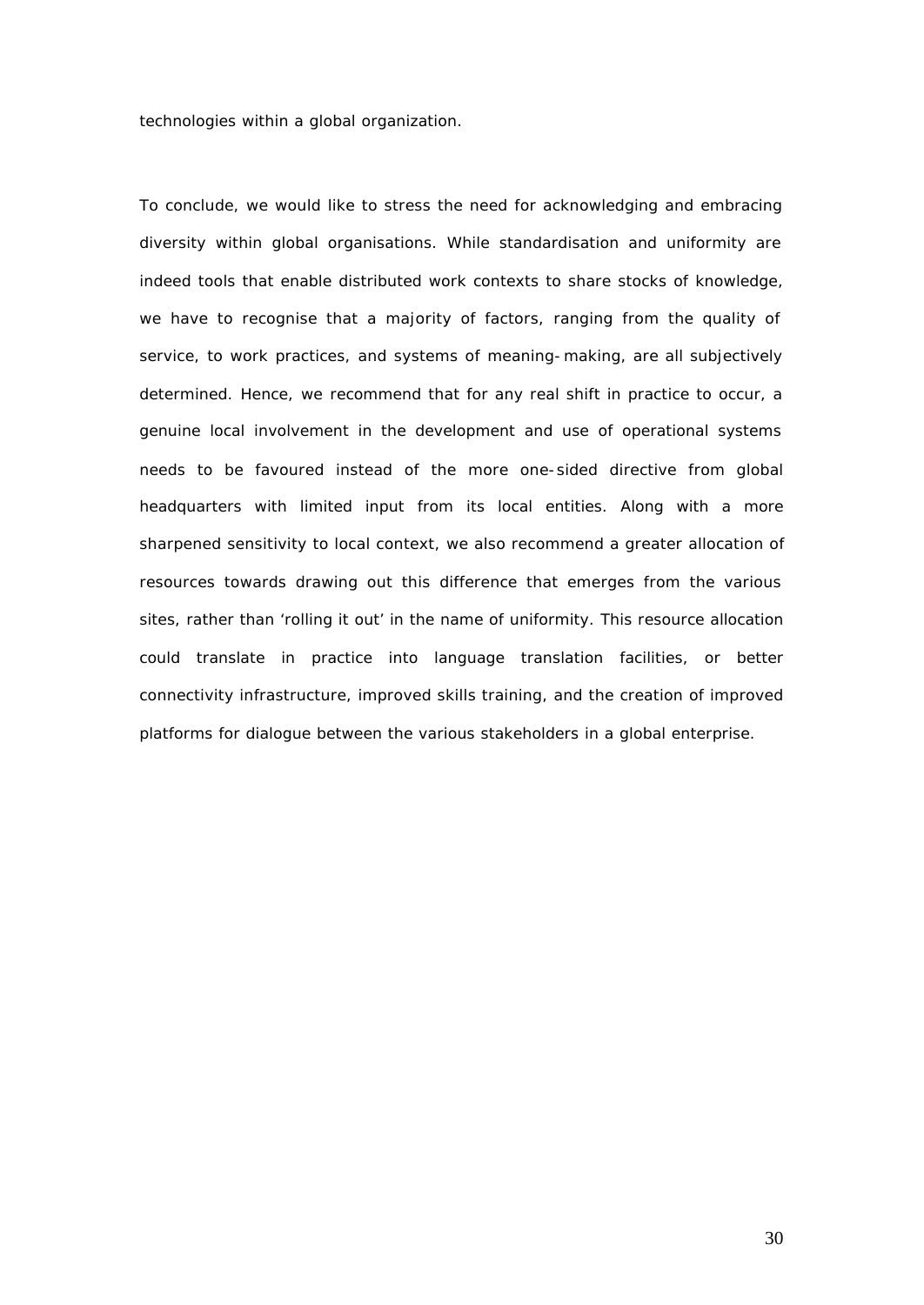technologies within a global organization.

To conclude, we would like to stress the need for acknowledging and embracing diversity within global organisations. While standardisation and uniformity are indeed tools that enable distributed work contexts to share stocks of knowledge, we have to recognise that a majority of factors, ranging from the quality of service, to work practices, and systems of meaning-making, are all subjectively determined. Hence, we recommend that for any real shift in practice to occur, a genuine local involvement in the development and use of operational systems needs to be favoured instead of the more one-sided directive from global headquarters with limited input from its local entities. Along with a more sharpened sensitivity to local context, we also recommend a greater allocation of resources towards drawing out this difference that emerges from the various sites, rather than 'rolling it out' in the name of uniformity. This resource allocation could translate in practice into language translation facilities, or better connectivity infrastructure, improved skills training, and the creation of improved platforms for dialogue between the various stakeholders in a global enterprise.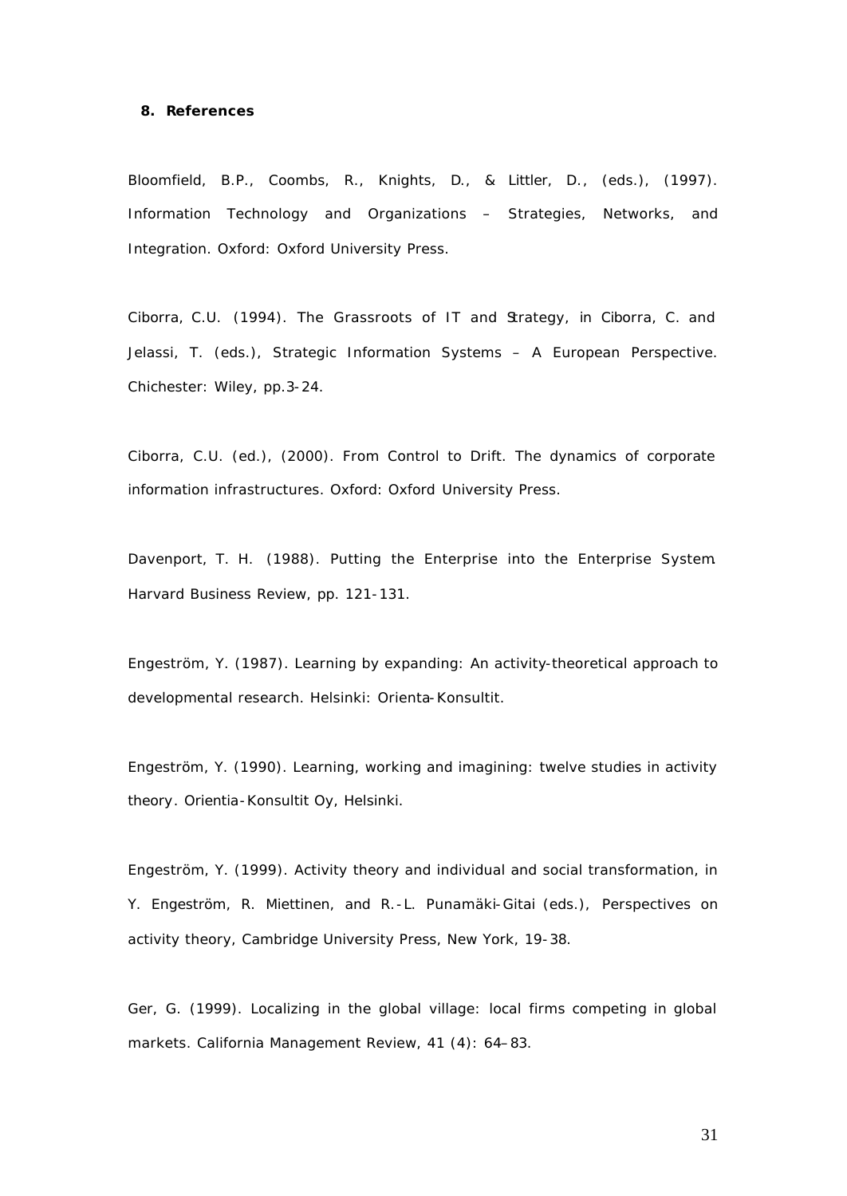## 8. References

Bloomfield, B.P., Coombs, R., Knights, D., & Littler, D., (eds.), (1997). Information Technology and Organizations – Strategies, Networks, and Integration. Oxford: Oxford University Press.

Ciborra, C.U. (1994). The Grassroots of IT and Strategy, in Ciborra, C. and Jelassi, T. (eds.), Strategic Information Systems – A European Perspective. Chichester: Wiley, pp.3-24.

Ciborra, C.U. (ed.), (2000). From Control to Drift. The dynamics of corporate information infrastructures. Oxford: Oxford University Press.

Davenport, T. H. (1988). Putting the Enterprise into the Enterprise System. Harvard Business Review, pp. 121-131.

Engeström, Y. (1987). Learning by expanding: An activity-theoretical approach to developmental research. Helsinki: Orienta-Konsultit.

Engeström, Y. (1990). Learning, working and imagining: twelve studies in activity theory. Orientia-Konsultit Oy, Helsinki.

Engeström, Y. (1999). Activity theory and individual and social transformation, in Y. Engeström, R. Miettinen, and R.-L. Punamäki-Gitai (eds.), Perspectives on activity theory, Cambridge University Press, New York, 19-38.

Ger, G. (1999). Localizing in the global village: local firms competing in global markets. California Management Review, 41 (4): 64–83.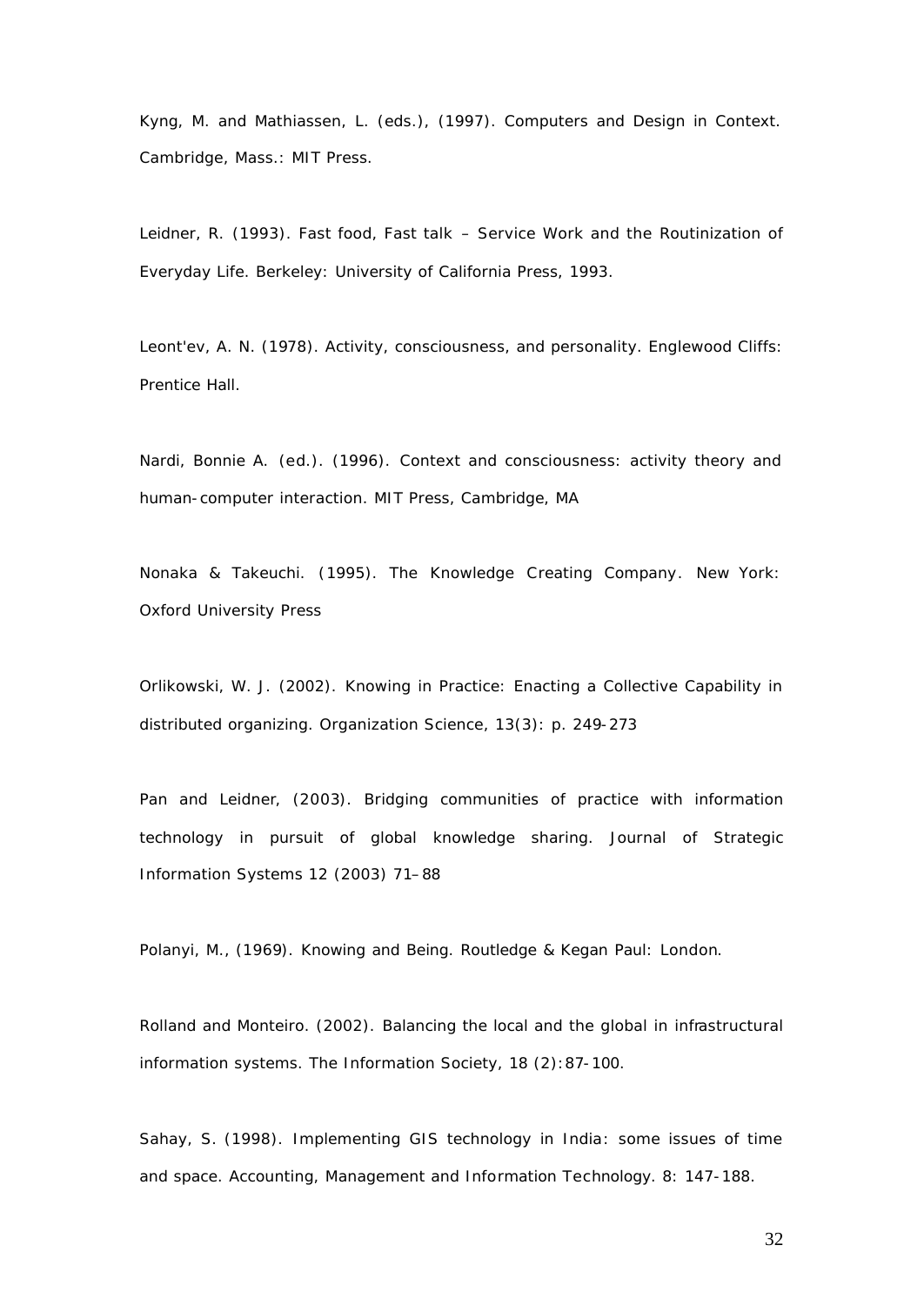Kyng, M. and Mathiassen, L. (eds.), (1997). Computers and Design in Context. Cambridge, Mass.: MIT Press.

Leidner, R. (1993). Fast food, Fast talk – Service Work and the Routinization of Everyday Life. Berkeley: University of California Press, 1993.

Leont'ev, A. N. (1978). Activity, consciousness, and personality. Englewood Cliffs: Prentice Hall.

Nardi, Bonnie A. (ed.). (1996). Context and consciousness: activity theory and human-computer interaction. MIT Press, Cambridge, MA

Nonaka & Takeuchi. (1995). The Knowledge Creating Company. New York: Oxford University Press

Orlikowski, W. J. (2002). Knowing in Practice: Enacting a Collective Capability in distributed organizing. Organization Science, 13(3): p. 249-273

Pan and Leidner, (2003). Bridging communities of practice with information technology in pursuit of global knowledge sharing. Journal of Strategic Information Systems 12 (2003) 71–88

Polanyi, M., (1969). Knowing and Being. Routledge & Kegan Paul: London.

Rolland and Monteiro. (2002). Balancing the local and the global in infrastructural information systems. The Information Society, 18 (2):87-100.

Sahay, S. (1998). Implementing GIS technology in India: some issues of time and space. Accounting, Management and Information Technology. 8: 147-188.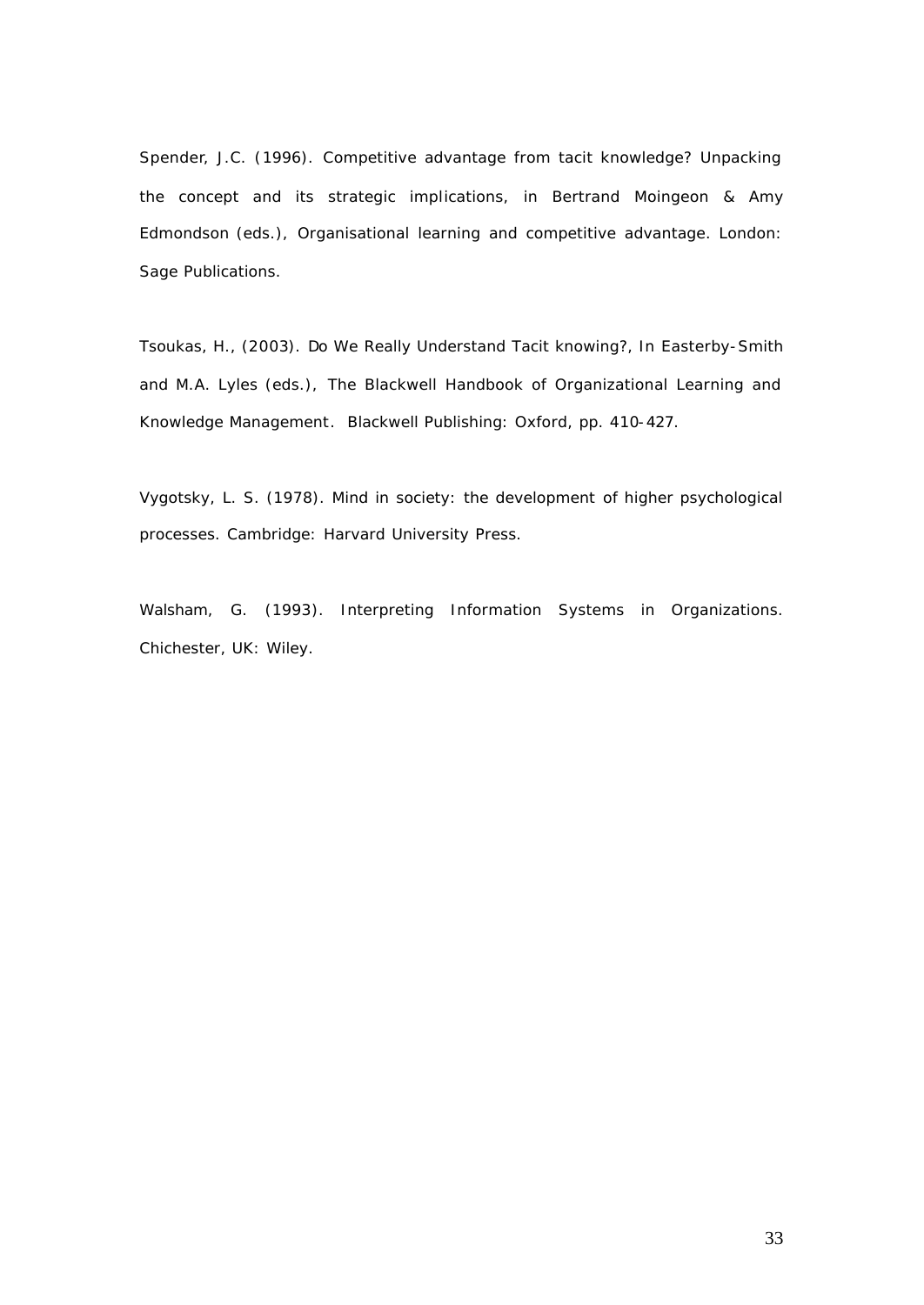Spender, J.C. (1996). Competitive advantage from tacit knowledge? Unpacking the concept and its strategic implications, in Bertrand Moingeon & Amy Edmondson (eds.), Organisational learning and competitive advantage. London: Sage Publications.

Tsoukas, H., (2003). Do We Really Understand Tacit knowing?, In Easterby-Smith and M.A. Lyles (eds.), The Blackwell Handbook of Organizational Learning and Knowledge Management. Blackwell Publishing: Oxford, pp. 410-427.

Vygotsky, L. S. (1978). Mind in society: the development of higher psychological processes. Cambridge: Harvard University Press.

Walsham, G. (1993). Interpreting Information Systems in Organizations. Chichester, UK: Wiley.